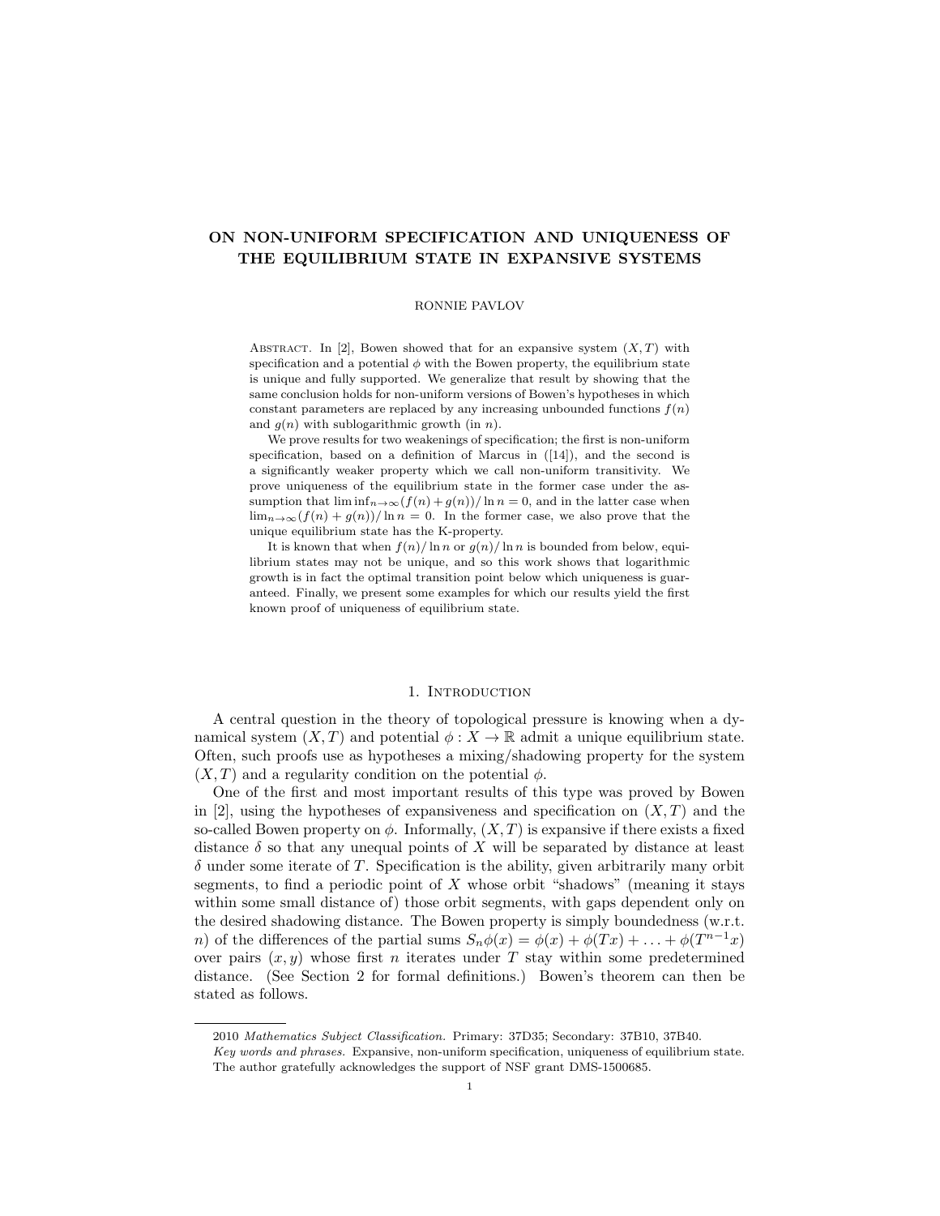# ON NON-UNIFORM SPECIFICATION AND UNIQUENESS OF THE EQUILIBRIUM STATE IN EXPANSIVE SYSTEMS

RONNIE PAVLOV

Abstract. In [2], Bowen showed that for an expansive system $(X, T)$ with specification and a potential $\phi$ with the Bowen property, the equilibrium state is unique and fully supported. We generalize that result by showing that the same conclusion holds for non-uniform versions of Bowen's hypotheses in which constant parameters are replaced by any increasing unbounded functions $f(n)$ and $g(n)$ with sublogarithmic growth (in $n$).

We prove results for two weakenings of specification; the first is non-uniform specification, based on a definition of Marcus in ([14]), and the second is a significantly weaker property which we call non-uniform transitivity. We prove uniqueness of the equilibrium state in the former case under the assumption that $\liminf_{n\to\infty}(f(n) + g(n))/\ln n = 0$, and in the latter case when $\lim_{n\to\infty}(f(n) + g(n))/\ln n = 0$. In the former case, we also prove that the unique equilibrium state has the K-property.

It is known that when $f(n)/\ln n$ or $g(n)/\ln n$ is bounded from below, equilibrium states may not be unique, and so this work shows that logarithmic growth is in fact the optimal transition point below which uniqueness is guaranteed. Finally, we present some examples for which our results yield the first known proof of uniqueness of equilibrium state.

## 1. Introduction

A central question in the theory of topological pressure is knowing when a dynamical system $(X, T)$ and potential $\phi : X \to \mathbb{R}$ admit a unique equilibrium state. Often, such proofs use as hypotheses a mixing/shadowing property for the system $(X, T)$ and a regularity condition on the potential $\phi$.

One of the first and most important results of this type was proved by Bowen in [2], using the hypotheses of expansiveness and specification on $(X, T)$ and the so-called Bowen property on $\phi$. Informally, $(X, T)$ is expansive if there exists a fixed distance $\delta$ so that any unequal points of $X$ will be separated by distance at least $\delta$ under some iterate of $T$. Specification is the ability, given arbitrarily many orbit segments, to find a periodic point of $X$ whose orbit "shadows" (meaning it stays within some small distance of) those orbit segments, with gaps dependent only on the desired shadowing distance. The Bowen property is simply boundedness (w.r.t. $n$) of the differences of the partial sums $S_n\phi(x) = \phi(x) + \phi(Tx) + \ldots + \phi(T^{n-1}x)$ over pairs $(x, y)$ whose first $n$ iterates under $T$ stay within some predetermined distance. (See Section 2 for formal definitions.) Bowen's theorem can then be stated as follows.

---

2010 *Mathematics Subject Classification.* Primary: 37D35; Secondary: 37B10, 37B40.

*Key words and phrases.* Expansive, non-uniform specification, uniqueness of equilibrium state.

The author gratefully acknowledges the support of NSF grant DMS-1500685.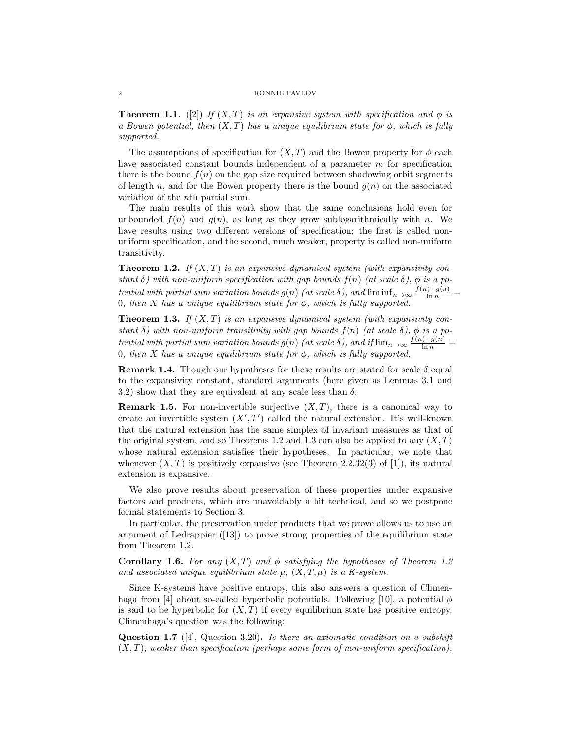**Theorem 1.1.** ([2]) *If $(X, T)$ is an expansive system with specification and $\phi$ is a Bowen potential, then $(X, T)$ has a unique equilibrium state for $\phi$, which is fully supported.*

The assumptions of specification for $(X, T)$ and the Bowen property for $\phi$ each have associated constant bounds independent of a parameter $n$; for specification there is the bound $f(n)$ on the gap size required between shadowing orbit segments of length $n$, and for the Bowen property there is the bound $g(n)$ on the associated variation of the $n$th partial sum.

The main results of this work show that the same conclusions hold even for unbounded $f(n)$ and $g(n)$, as long as they grow sublogarithmically with $n$. We have results using two different versions of specification; the first is called non-uniform specification, and the second, much weaker, property is called non-uniform transitivity.

**Theorem 1.2.** *If $(X, T)$ is an expansive dynamical system (with expansivity constant $\delta$) with non-uniform specification with gap bounds $f(n)$ (at scale $\delta$), $\phi$ is a potential with partial sum variation bounds $g(n)$ (at scale $\delta$), and $\liminf_{n\to\infty} \frac{f(n)+g(n)}{\ln n} = 0$, then $X$ has a unique equilibrium state for $\phi$, which is fully supported.*

**Theorem 1.3.** *If $(X, T)$ is an expansive dynamical system (with expansivity constant $\delta$) with non-uniform transitivity with gap bounds $f(n)$ (at scale $\delta$), $\phi$ is a potential with partial sum variation bounds $g(n)$ (at scale $\delta$), and if $\lim_{n\to\infty} \frac{f(n)+g(n)}{\ln n} = 0$, then $X$ has a unique equilibrium state for $\phi$, which is fully supported.*

**Remark 1.4.** Though our hypotheses for these results are stated for scale $\delta$ equal to the expansivity constant, standard arguments (here given as Lemmas 3.1 and 3.2) show that they are equivalent at any scale less than $\delta$.

**Remark 1.5.** For non-invertible surjective $(X, T)$, there is a canonical way to create an invertible system $(X', T')$ called the natural extension. It's well-known that the natural extension has the same simplex of invariant measures as that of the original system, and so Theorems 1.2 and 1.3 can also be applied to any $(X, T)$ whose natural extension satisfies their hypotheses. In particular, we note that whenever $(X, T)$ is positively expansive (see Theorem 2.2.32(3) of [1]), its natural extension is expansive.

We also prove results about preservation of these properties under expansive factors and products, which are unavoidably a bit technical, and so we postpone formal statements to Section 3.

In particular, the preservation under products that we prove allows us to use an argument of Ledrappier ([13]) to prove strong properties of the equilibrium state from Theorem 1.2.

**Corollary 1.6.** *For any $(X, T)$ and $\phi$ satisfying the hypotheses of Theorem 1.2 and associated unique equilibrium state $\mu$, $(X, T, \mu)$ is a K-system.*

Since K-systems have positive entropy, this also answers a question of Climenhaga from [4] about so-called hyperbolic potentials. Following [10], a potential $\phi$ is said to be hyperbolic for $(X, T)$ if every equilibrium state has positive entropy. Climenhaga's question was the following:

**Question 1.7** ([4], Question 3.20)**.** *Is there an axiomatic condition on a subshift $(X, T)$, weaker than specification (perhaps some form of non-uniform specification),*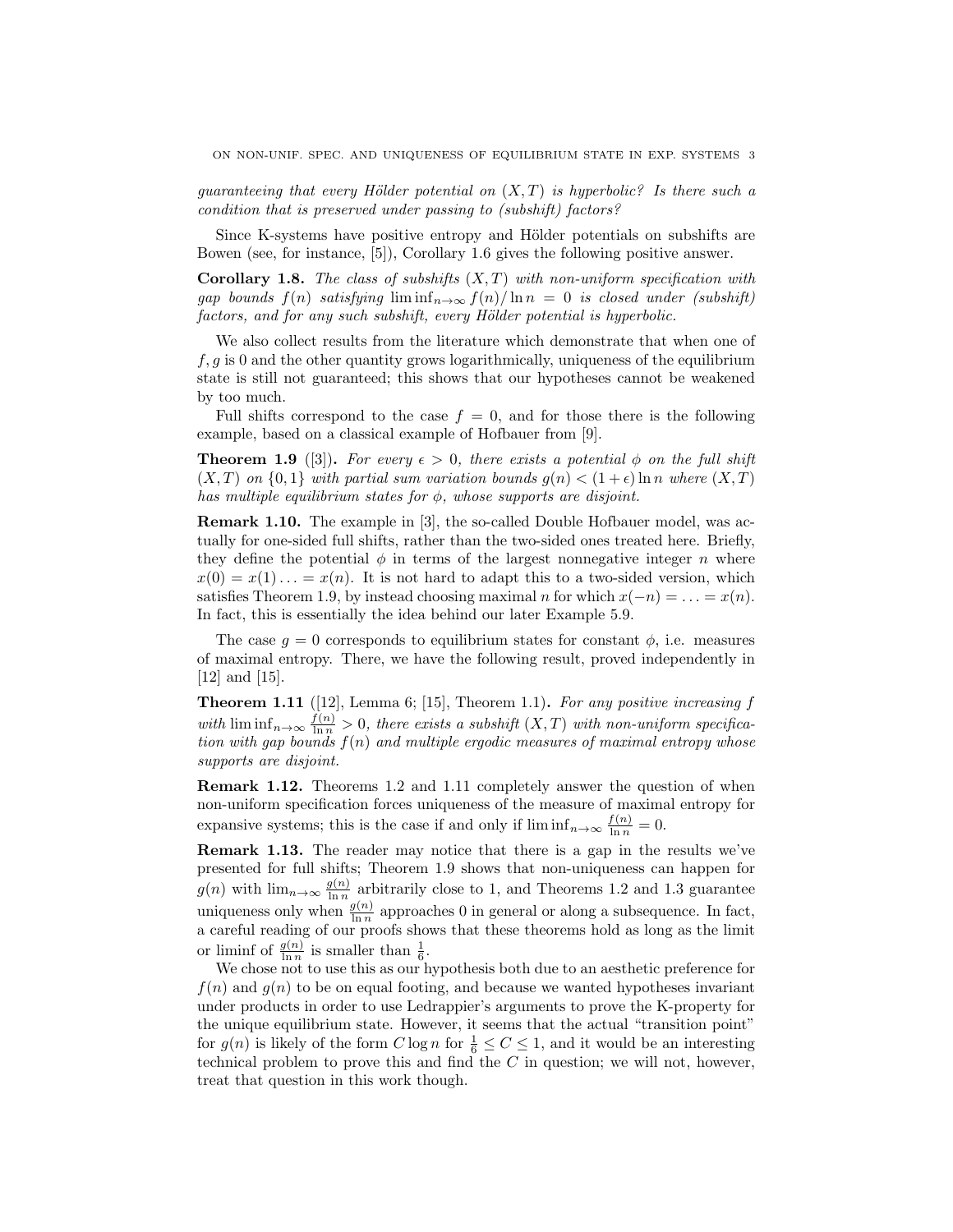*guaranteeing that every Hölder potential on $(X, T)$ is hyperbolic? Is there such a condition that is preserved under passing to (subshift) factors?*

Since K-systems have positive entropy and Hölder potentials on subshifts are Bowen (see, for instance, [5]), Corollary 1.6 gives the following positive answer.

**Corollary 1.8.** *The class of subshifts $(X, T)$ with non-uniform specification with gap bounds $f(n)$ satisfying $\liminf_{n\to\infty} f(n)/\ln n = 0$ is closed under (subshift) factors, and for any such subshift, every Hölder potential is hyperbolic.*

We also collect results from the literature which demonstrate that when one of $f, g$ is 0 and the other quantity grows logarithmically, uniqueness of the equilibrium state is still not guaranteed; this shows that our hypotheses cannot be weakened by too much.

Full shifts correspond to the case $f = 0$, and for those there is the following example, based on a classical example of Hofbauer from [9].

**Theorem 1.9** ([3])**.** *For every $\epsilon > 0$, there exists a potential $\phi$ on the full shift $(X, T)$ on $\{0, 1\}$ with partial sum variation bounds $g(n) < (1 + \epsilon) \ln n$ where $(X, T)$ has multiple equilibrium states for $\phi$, whose supports are disjoint.*

**Remark 1.10.** The example in [3], the so-called Double Hofbauer model, was actually for one-sided full shifts, rather than the two-sided ones treated here. Briefly, they define the potential $\phi$ in terms of the largest nonnegative integer $n$ where $x(0) = x(1) \ldots = x(n)$. It is not hard to adapt this to a two-sided version, which satisfies Theorem 1.9, by instead choosing maximal $n$ for which $x(-n) = \ldots = x(n)$. In fact, this is essentially the idea behind our later Example 5.9.

The case $g = 0$ corresponds to equilibrium states for constant $\phi$, i.e. measures of maximal entropy. There, we have the following result, proved independently in [12] and [15].

**Theorem 1.11** ([12], Lemma 6; [15], Theorem 1.1)**.** *For any positive increasing $f$ with $\liminf_{n\to\infty} \frac{f(n)}{\ln n} > 0$, there exists a subshift $(X, T)$ with non-uniform specification with gap bounds $f(n)$ and multiple ergodic measures of maximal entropy whose supports are disjoint.*

**Remark 1.12.** Theorems 1.2 and 1.11 completely answer the question of when non-uniform specification forces uniqueness of the measure of maximal entropy for expansive systems; this is the case if and only if $\liminf_{n\to\infty} \frac{f(n)}{\ln n} = 0$.

**Remark 1.13.** The reader may notice that there is a gap in the results we've presented for full shifts; Theorem 1.9 shows that non-uniqueness can happen for $g(n)$ with $\lim_{n\to\infty} \frac{g(n)}{\ln n}$ arbitrarily close to 1, and Theorems 1.2 and 1.3 guarantee uniqueness only when $\frac{g(n)}{\ln n}$ approaches 0 in general or along a subsequence. In fact, a careful reading of our proofs shows that these theorems hold as long as the limit or liminf of $\frac{g(n)}{\ln n}$ is smaller than $\frac{1}{6}$.

We chose not to use this as our hypothesis both due to an aesthetic preference for $f(n)$ and $g(n)$ to be on equal footing, and because we wanted hypotheses invariant under products in order to use Ledrappier's arguments to prove the K-property for the unique equilibrium state. However, it seems that the actual "transition point" for $g(n)$ is likely of the form $C \log n$ for $\frac{1}{6} \leq C \leq 1$, and it would be an interesting technical problem to prove this and find the $C$ in question; we will not, however, treat that question in this work though.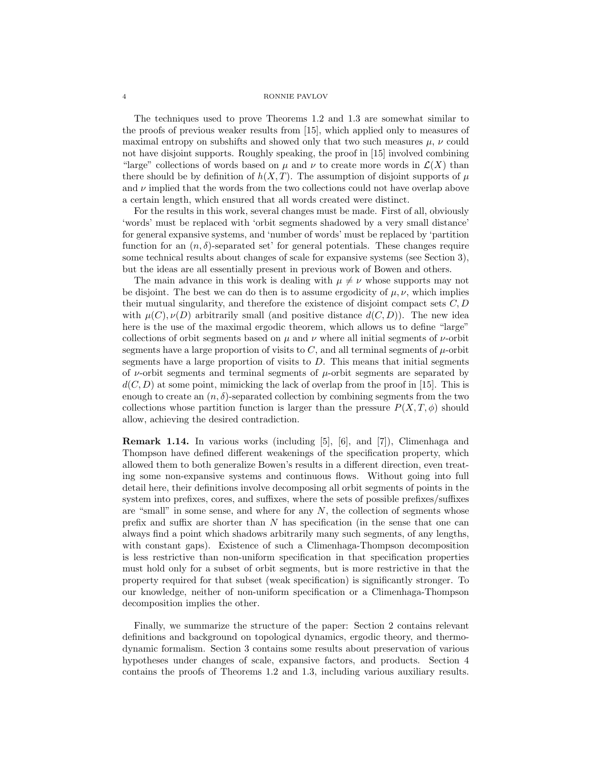The techniques used to prove Theorems 1.2 and 1.3 are somewhat similar to the proofs of previous weaker results from [15], which applied only to measures of maximal entropy on subshifts and showed only that two such measures $\mu$, $\nu$ could not have disjoint supports. Roughly speaking, the proof in [15] involved combining "large" collections of words based on $\mu$ and $\nu$ to create more words in $\mathcal{L}(X)$ than there should be by definition of $h(X, T)$. The assumption of disjoint supports of $\mu$ and $\nu$ implied that the words from the two collections could not have overlap above a certain length, which ensured that all words created were distinct.

For the results in this work, several changes must be made. First of all, obviously 'words' must be replaced with 'orbit segments shadowed by a very small distance' for general expansive systems, and 'number of words' must be replaced by 'partition function for an $(n, \delta)$-separated set' for general potentials. These changes require some technical results about changes of scale for expansive systems (see Section 3), but the ideas are all essentially present in previous work of Bowen and others.

The main advance in this work is dealing with $\mu \neq \nu$ whose supports may not be disjoint. The best we can do then is to assume ergodicity of $\mu, \nu$, which implies their mutual singularity, and therefore the existence of disjoint compact sets $C, D$ with $\mu(C), \nu(D)$ arbitrarily small (and positive distance $d(C, D)$). The new idea here is the use of the maximal ergodic theorem, which allows us to define "large" collections of orbit segments based on $\mu$ and $\nu$ where all initial segments of $\nu$-orbit segments have a large proportion of visits to $C$, and all terminal segments of $\mu$-orbit segments have a large proportion of visits to $D$. This means that initial segments of $\nu$-orbit segments and terminal segments of $\mu$-orbit segments are separated by $d(C, D)$ at some point, mimicking the lack of overlap from the proof in [15]. This is enough to create an $(n, \delta)$-separated collection by combining segments from the two collections whose partition function is larger than the pressure $P(X, T, \phi)$ should allow, achieving the desired contradiction.

**Remark 1.14.** In various works (including [5], [6], and [7]), Climenhaga and Thompson have defined different weakenings of the specification property, which allowed them to both generalize Bowen's results in a different direction, even treating some non-expansive systems and continuous flows. Without going into full detail here, their definitions involve decomposing all orbit segments of points in the system into prefixes, cores, and suffixes, where the sets of possible prefixes/suffixes are "small" in some sense, and where for any $N$, the collection of segments whose prefix and suffix are shorter than $N$ has specification (in the sense that one can always find a point which shadows arbitrarily many such segments, of any lengths, with constant gaps). Existence of such a Climenhaga-Thompson decomposition is less restrictive than non-uniform specification in that specification properties must hold only for a subset of orbit segments, but is more restrictive in that the property required for that subset (weak specification) is significantly stronger. To our knowledge, neither of non-uniform specification or a Climenhaga-Thompson decomposition implies the other.

Finally, we summarize the structure of the paper: Section 2 contains relevant definitions and background on topological dynamics, ergodic theory, and thermodynamic formalism. Section 3 contains some results about preservation of various hypotheses under changes of scale, expansive factors, and products. Section 4 contains the proofs of Theorems 1.2 and 1.3, including various auxiliary results.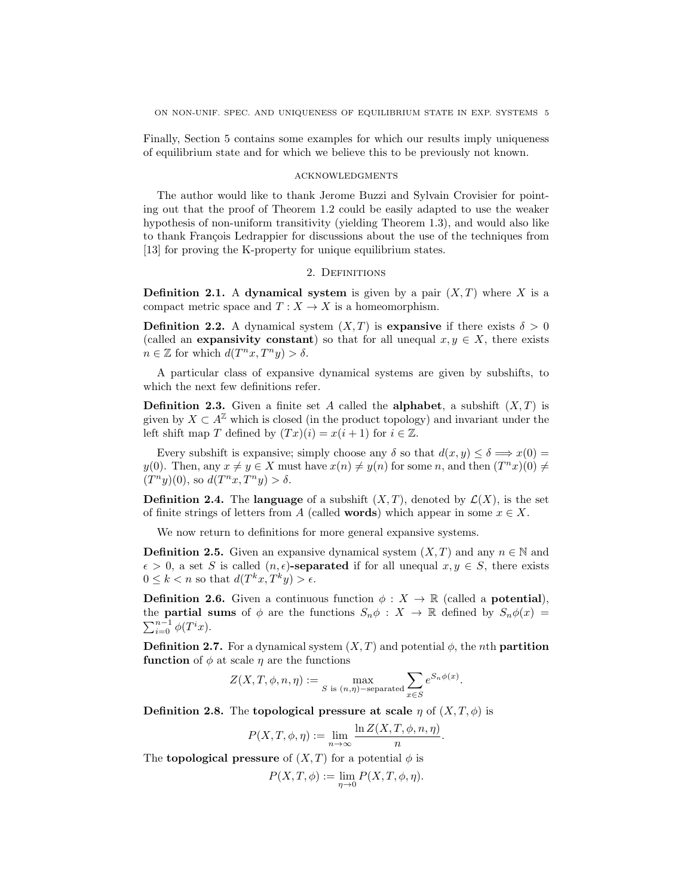Finally, Section 5 contains some examples for which our results imply uniqueness of equilibrium state and for which we believe this to be previously not known.

### Acknowledgments

The author would like to thank Jerome Buzzi and Sylvain Crovisier for pointing out that the proof of Theorem 1.2 could be easily adapted to use the weaker hypothesis of non-uniform transitivity (yielding Theorem 1.3), and would also like to thank François Ledrappier for discussions about the use of the techniques from [13] for proving the K-property for unique equilibrium states.

## 2. Definitions

**Definition 2.1.** A **dynamical system** is given by a pair $(X, T)$ where $X$ is a compact metric space and $T : X \to X$ is a homeomorphism.

**Definition 2.2.** A dynamical system $(X, T)$ is **expansive** if there exists $\delta > 0$ (called an **expansivity constant**) so that for all unequal $x, y \in X$, there exists $n \in \mathbb{Z}$ for which $d(T^n x, T^n y) > \delta$.

A particular class of expansive dynamical systems are given by subshifts, to which the next few definitions refer.

**Definition 2.3.** Given a finite set $A$ called the **alphabet**, a subshift $(X, T)$ is given by $X \subset A^{\mathbb{Z}}$ which is closed (in the product topology) and invariant under the left shift map $T$ defined by $(Tx)(i) = x(i + 1)$ for $i \in \mathbb{Z}$.

Every subshift is expansive; simply choose any $\delta$ so that $d(x, y) \leq \delta \implies x(0) = y(0)$. Then, any $x \neq y \in X$ must have $x(n) \neq y(n)$ for some $n$, and then $(T^n x)(0) \neq (T^n y)(0)$, so $d(T^n x, T^n y) > \delta$.

**Definition 2.4.** The **language** of a subshift $(X, T)$, denoted by $\mathcal{L}(X)$, is the set of finite strings of letters from $A$ (called **words**) which appear in some $x \in X$.

We now return to definitions for more general expansive systems.

**Definition 2.5.** Given an expansive dynamical system $(X, T)$ and any $n \in \mathbb{N}$ and $\epsilon > 0$, a set $S$ is called **$(n, \epsilon)$-separated** if for all unequal $x, y \in S$, there exists $0 \leq k < n$ so that $d(T^k x, T^k y) > \epsilon$.

**Definition 2.6.** Given a continuous function $\phi : X \to \mathbb{R}$ (called a **potential**), the **partial sums** of $\phi$ are the functions $S_n\phi : X \to \mathbb{R}$ defined by $S_n\phi(x) = \sum_{i=0}^{n-1} \phi(T^i x)$.

**Definition 2.7.** For a dynamical system $(X, T)$ and potential $\phi$, the $n$th **partition function** of $\phi$ at scale $\eta$ are the functions

$$Z(X, T, \phi, n, \eta) := \max_{S \text{ is } (n,\eta)-\text{separated}} \sum_{x \in S} e^{S_n\phi(x)}.$$

**Definition 2.8.** The **topological pressure at scale** $\eta$ of $(X, T, \phi)$ is

$$P(X, T, \phi, \eta) := \lim_{n \to \infty} \frac{\ln Z(X, T, \phi, n, \eta)}{n}.$$

The **topological pressure** of $(X, T)$ for a potential $\phi$ is

$$P(X, T, \phi) := \lim_{\eta \to 0} P(X, T, \phi, \eta).$$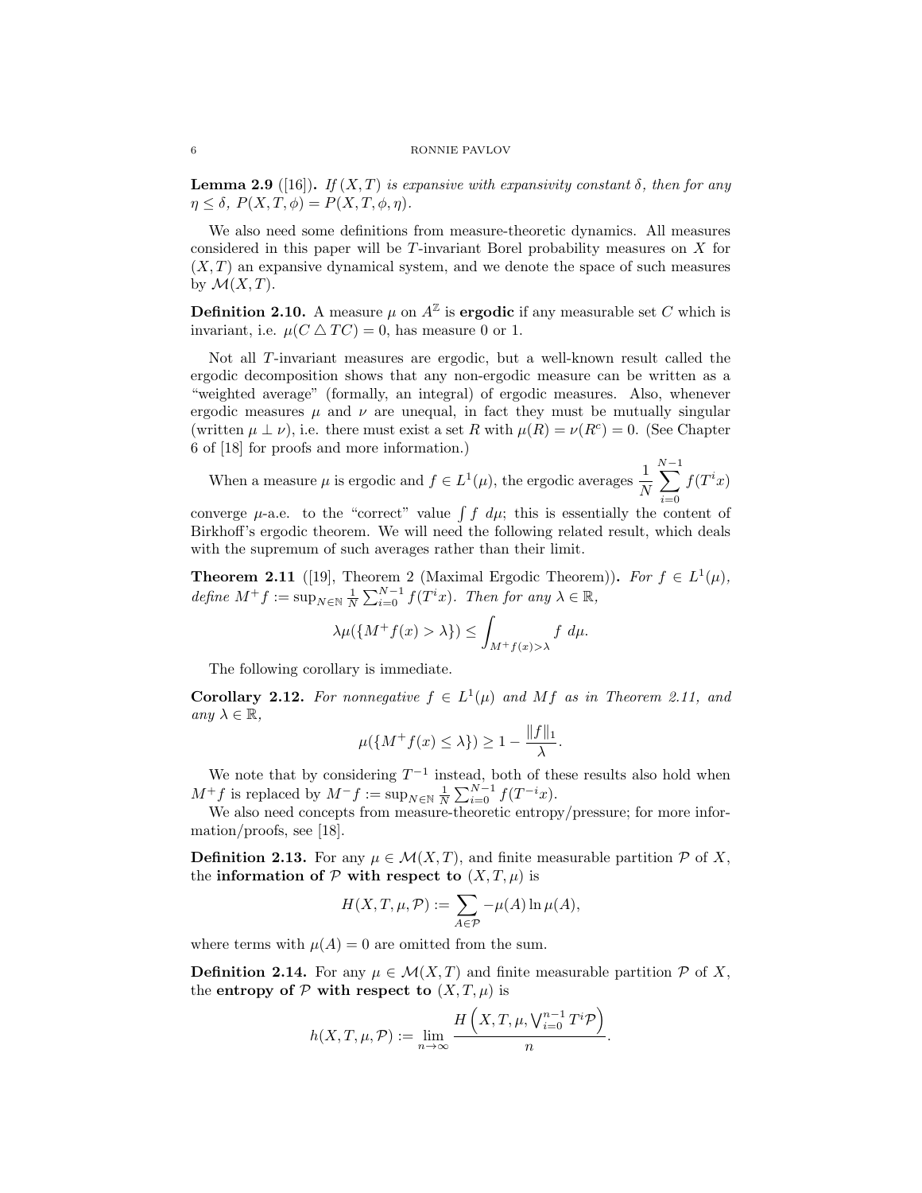**Lemma 2.9** ([16])**.** *If $(X,T)$ is expansive with expansivity constant $\delta$, then for any $\eta \leq \delta$, $P(X,T,\phi) = P(X,T,\phi,\eta)$.*

We also need some definitions from measure-theoretic dynamics. All measures considered in this paper will be $T$-invariant Borel probability measures on $X$ for $(X,T)$ an expansive dynamical system, and we denote the space of such measures by $\mathcal{M}(X,T)$.

**Definition 2.10.** A measure $\mu$ on $A^{\mathbb{Z}}$ is **ergodic** if any measurable set $C$ which is invariant, i.e. $\mu(C \triangle TC) = 0$, has measure 0 or 1.

Not all $T$-invariant measures are ergodic, but a well-known result called the ergodic decomposition shows that any non-ergodic measure can be written as a "weighted average" (formally, an integral) of ergodic measures. Also, whenever ergodic measures $\mu$ and $\nu$ are unequal, in fact they must be mutually singular (written $\mu \perp \nu$), i.e. there must exist a set $R$ with $\mu(R) = \nu(R^c) = 0$. (See Chapter 6 of [18] for proofs and more information.)

When a measure $\mu$ is ergodic and $f \in L^1(\mu)$, the ergodic averages $\dfrac{1}{N} \displaystyle\sum_{i=0}^{N-1} f(T^i x)$ converge $\mu$-a.e. to the "correct" value $\int f \, d\mu$; this is essentially the content of Birkhoff's ergodic theorem. We will need the following related result, which deals with the supremum of such averages rather than their limit.

**Theorem 2.11** ([19], Theorem 2 (Maximal Ergodic Theorem))**.** *For $f \in L^1(\mu)$, define $M^+ f := \sup_{N \in \mathbb{N}} \frac{1}{N} \sum_{i=0}^{N-1} f(T^i x)$. Then for any $\lambda \in \mathbb{R}$,*

$$\lambda \mu(\{M^+ f(x) > \lambda\}) \leq \int_{M^+ f(x) > \lambda} f \, d\mu.$$

The following corollary is immediate.

**Corollary 2.12.** *For nonnegative $f \in L^1(\mu)$ and $Mf$ as in Theorem 2.11, and any $\lambda \in \mathbb{R}$,*

$$\mu(\{M^+ f(x) \leq \lambda\}) \geq 1 - \frac{\|f\|_1}{\lambda}.$$

We note that by considering $T^{-1}$ instead, both of these results also hold when $M^+ f$ is replaced by $M^- f := \sup_{N \in \mathbb{N}} \frac{1}{N} \sum_{i=0}^{N-1} f(T^{-i} x)$.

We also need concepts from measure-theoretic entropy/pressure; for more information/proofs, see [18].

**Definition 2.13.** For any $\mu \in \mathcal{M}(X,T)$, and finite measurable partition $\mathcal{P}$ of $X$, the **information of $\mathcal{P}$ with respect to $(X,T,\mu)$** is

$$H(X,T,\mu,\mathcal{P}) := \sum_{A \in \mathcal{P}} -\mu(A) \ln \mu(A),$$

where terms with $\mu(A) = 0$ are omitted from the sum.

**Definition 2.14.** For any $\mu \in \mathcal{M}(X,T)$ and finite measurable partition $\mathcal{P}$ of $X$, the **entropy of $\mathcal{P}$ with respect to $(X,T,\mu)$** is

$$h(X,T,\mu,\mathcal{P}) := \lim_{n \to \infty} \frac{H\left(X,T,\mu, \bigvee_{i=0}^{n-1} T^i \mathcal{P}\right)}{n}.$$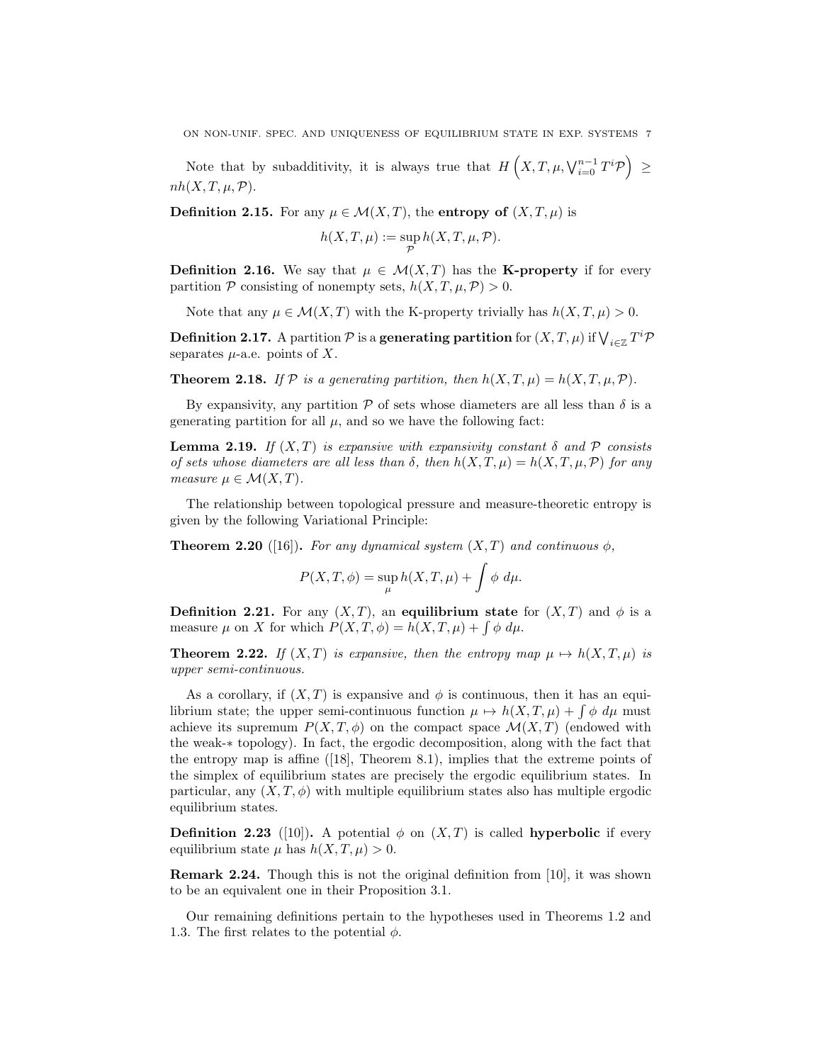Note that by subadditivity, it is always true that $H\left(X, T, \mu, \bigvee_{i=0}^{n-1} T^i\mathcal{P}\right) \geq nh(X, T, \mu, \mathcal{P})$.

**Definition 2.15.** For any $\mu \in \mathcal{M}(X, T)$, the **entropy of** $(X, T, \mu)$ is

$$h(X, T, \mu) := \sup_{\mathcal{P}} h(X, T, \mu, \mathcal{P}).$$

**Definition 2.16.** We say that $\mu \in \mathcal{M}(X, T)$ has the **K-property** if for every partition $\mathcal{P}$ consisting of nonempty sets, $h(X, T, \mu, \mathcal{P}) > 0$.

Note that any $\mu \in \mathcal{M}(X, T)$ with the K-property trivially has $h(X, T, \mu) > 0$.

**Definition 2.17.** A partition $\mathcal{P}$ is a **generating partition** for $(X, T, \mu)$ if $\bigvee_{i \in \mathbb{Z}} T^i\mathcal{P}$ separates $\mu$-a.e. points of $X$.

**Theorem 2.18.** *If $\mathcal{P}$ is a generating partition, then $h(X, T, \mu) = h(X, T, \mu, \mathcal{P})$.*

By expansivity, any partition $\mathcal{P}$ of sets whose diameters are all less than $\delta$ is a generating partition for all $\mu$, and so we have the following fact:

**Lemma 2.19.** *If $(X, T)$ is expansive with expansivity constant $\delta$ and $\mathcal{P}$ consists of sets whose diameters are all less than $\delta$, then $h(X, T, \mu) = h(X, T, \mu, \mathcal{P})$ for any measure $\mu \in \mathcal{M}(X, T)$.*

The relationship between topological pressure and measure-theoretic entropy is given by the following Variational Principle:

**Theorem 2.20** ([16])**.** *For any dynamical system $(X, T)$ and continuous $\phi$,*

$$P(X, T, \phi) = \sup_{\mu} h(X, T, \mu) + \int \phi \, d\mu.$$

**Definition 2.21.** For any $(X, T)$, an **equilibrium state** for $(X, T)$ and $\phi$ is a measure $\mu$ on $X$ for which $P(X, T, \phi) = h(X, T, \mu) + \int \phi \, d\mu$.

**Theorem 2.22.** *If $(X, T)$ is expansive, then the entropy map $\mu \mapsto h(X, T, \mu)$ is upper semi-continuous.*

As a corollary, if $(X, T)$ is expansive and $\phi$ is continuous, then it has an equilibrium state; the upper semi-continuous function $\mu \mapsto h(X, T, \mu) + \int \phi \, d\mu$ must achieve its supremum $P(X, T, \phi)$ on the compact space $\mathcal{M}(X, T)$ (endowed with the weak-$*$ topology). In fact, the ergodic decomposition, along with the fact that the entropy map is affine ([18], Theorem 8.1), implies that the extreme points of the simplex of equilibrium states are precisely the ergodic equilibrium states. In particular, any $(X, T, \phi)$ with multiple equilibrium states also has multiple ergodic equilibrium states.

**Definition 2.23** ([10])**.** A potential $\phi$ on $(X, T)$ is called **hyperbolic** if every equilibrium state $\mu$ has $h(X, T, \mu) > 0$.

**Remark 2.24.** Though this is not the original definition from [10], it was shown to be an equivalent one in their Proposition 3.1.

Our remaining definitions pertain to the hypotheses used in Theorems 1.2 and 1.3. The first relates to the potential $\phi$.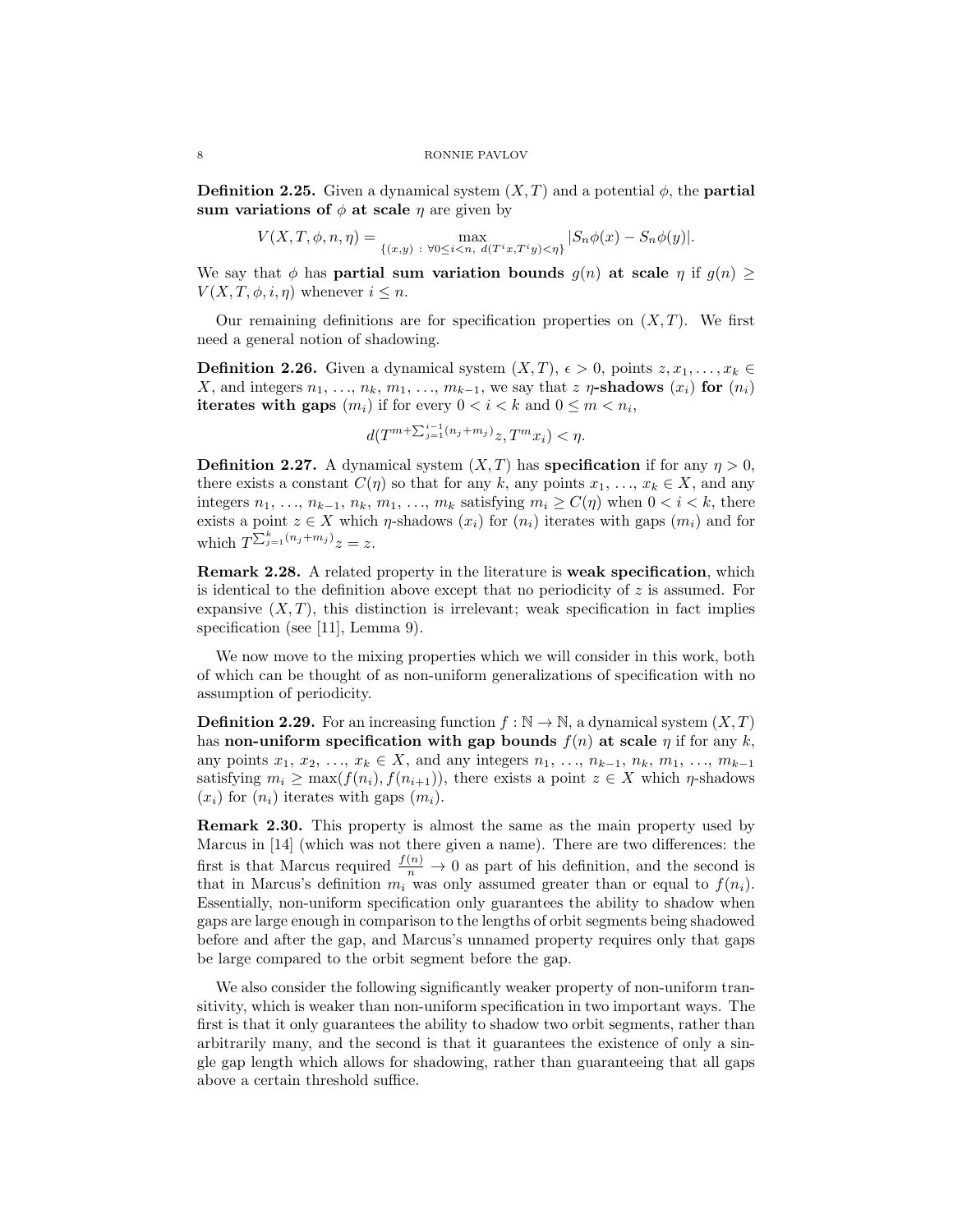**Definition 2.25.** Given a dynamical system $(X, T)$ and a potential $\phi$, the **partial sum variations of $\phi$ at scale $\eta$** are given by

$$V(X, T, \phi, n, \eta) = \max_{\{(x,y)\ :\ \forall 0 \leq i < n,\ d(T^i x, T^i y) < \eta\}} |S_n\phi(x) - S_n\phi(y)|.$$

We say that $\phi$ has **partial sum variation bounds $g(n)$ at scale $\eta$** if $g(n) \geq V(X, T, \phi, i, \eta)$ whenever $i \leq n$.

Our remaining definitions are for specification properties on $(X, T)$. We first need a general notion of shadowing.

**Definition 2.26.** Given a dynamical system $(X, T)$, $\epsilon > 0$, points $z, x_1, \ldots, x_k \in X$, and integers $n_1, \ldots, n_k, m_1, \ldots, m_{k-1}$, we say that $z$ **$\eta$-shadows $(x_i)$ for $(n_i)$ iterates with gaps $(m_i)$** if for every $0 < i < k$ and $0 \leq m < n_i$,

$$d(T^{m + \sum_{j=1}^{i-1}(n_j + m_j)} z, T^m x_i) < \eta.$$

**Definition 2.27.** A dynamical system $(X, T)$ has **specification** if for any $\eta > 0$, there exists a constant $C(\eta)$ so that for any $k$, any points $x_1, \ldots, x_k \in X$, and any integers $n_1, \ldots, n_{k-1}, n_k, m_1, \ldots, m_k$ satisfying $m_i \geq C(\eta)$ when $0 < i < k$, there exists a point $z \in X$ which $\eta$-shadows $(x_i)$ for $(n_i)$ iterates with gaps $(m_i)$ and for which $T^{\sum_{j=1}^{k}(n_j + m_j)} z = z$.

**Remark 2.28.** A related property in the literature is **weak specification**, which is identical to the definition above except that no periodicity of $z$ is assumed. For expansive $(X, T)$, this distinction is irrelevant; weak specification in fact implies specification (see [11], Lemma 9).

We now move to the mixing properties which we will consider in this work, both of which can be thought of as non-uniform generalizations of specification with no assumption of periodicity.

**Definition 2.29.** For an increasing function $f : \mathbb{N} \to \mathbb{N}$, a dynamical system $(X, T)$ has **non-uniform specification with gap bounds $f(n)$ at scale $\eta$** if for any $k$, any points $x_1, x_2, \ldots, x_k \in X$, and any integers $n_1, \ldots, n_{k-1}, n_k, m_1, \ldots, m_{k-1}$ satisfying $m_i \geq \max(f(n_i), f(n_{i+1}))$, there exists a point $z \in X$ which $\eta$-shadows $(x_i)$ for $(n_i)$ iterates with gaps $(m_i)$.

**Remark 2.30.** This property is almost the same as the main property used by Marcus in [14] (which was not there given a name). There are two differences: the first is that Marcus required $\frac{f(n)}{n} \to 0$ as part of his definition, and the second is that in Marcus's definition $m_i$ was only assumed greater than or equal to $f(n_i)$. Essentially, non-uniform specification only guarantees the ability to shadow when gaps are large enough in comparison to the lengths of orbit segments being shadowed before and after the gap, and Marcus's unnamed property requires only that gaps be large compared to the orbit segment before the gap.

We also consider the following significantly weaker property of non-uniform transitivity, which is weaker than non-uniform specification in two important ways. The first is that it only guarantees the ability to shadow two orbit segments, rather than arbitrarily many, and the second is that it guarantees the existence of only a single gap length which allows for shadowing, rather than guaranteeing that all gaps above a certain threshold suffice.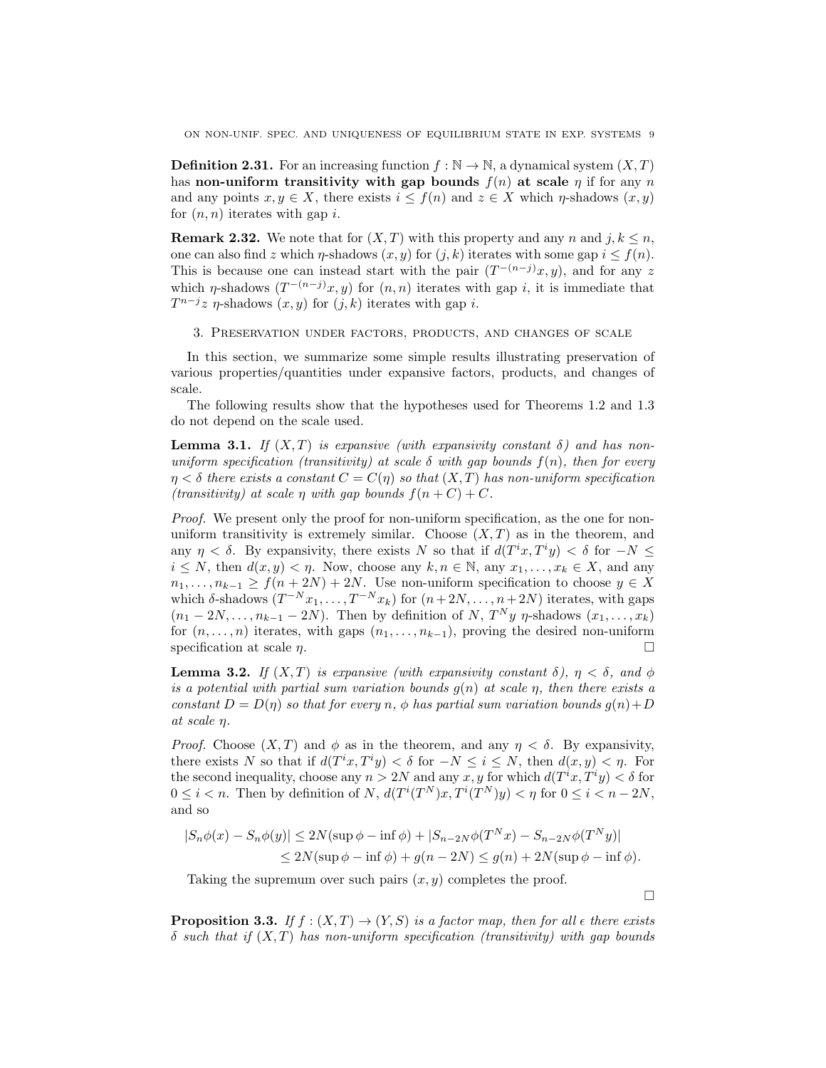**Definition 2.31.** For an increasing function $f : \mathbb{N} \to \mathbb{N}$, a dynamical system $(X, T)$ has **non-uniform transitivity with gap bounds** $f(n)$ **at scale** $\eta$ if for any $n$ and any points $x, y \in X$, there exists $i \leq f(n)$ and $z \in X$ which $\eta$-shadows $(x, y)$ for $(n, n)$ iterates with gap $i$.

**Remark 2.32.** We note that for $(X, T)$ with this property and any $n$ and $j, k \leq n$, one can also find $z$ which $\eta$-shadows $(x, y)$ for $(j, k)$ iterates with some gap $i \leq f(n)$. This is because one can instead start with the pair $(T^{-(n-j)}x, y)$, and for any $z$ which $\eta$-shadows $(T^{-(n-j)}x, y)$ for $(n, n)$ iterates with gap $i$, it is immediate that $T^{n-j}z$ $\eta$-shadows $(x, y)$ for $(j, k)$ iterates with gap $i$.

## 3. Preservation under factors, products, and changes of scale

In this section, we summarize some simple results illustrating preservation of various properties/quantities under expansive factors, products, and changes of scale.

The following results show that the hypotheses used for Theorems 1.2 and 1.3 do not depend on the scale used.

**Lemma 3.1.** *If $(X, T)$ is expansive (with expansivity constant $\delta$) and has non-uniform specification (transitivity) at scale $\delta$ with gap bounds $f(n)$, then for every $\eta < \delta$ there exists a constant $C = C(\eta)$ so that $(X, T)$ has non-uniform specification (transitivity) at scale $\eta$ with gap bounds $f(n + C) + C$.*

*Proof.* We present only the proof for non-uniform specification, as the one for non-uniform transitivity is extremely similar. Choose $(X, T)$ as in the theorem, and any $\eta < \delta$. By expansivity, there exists $N$ so that if $d(T^i x, T^i y) < \delta$ for $-N \leq i \leq N$, then $d(x, y) < \eta$. Now, choose any $k, n \in \mathbb{N}$, any $x_1, \ldots, x_k \in X$, and any $n_1, \ldots, n_{k-1} \geq f(n + 2N) + 2N$. Use non-uniform specification to choose $y \in X$ which $\delta$-shadows $(T^{-N}x_1, \ldots, T^{-N}x_k)$ for $(n + 2N, \ldots, n + 2N)$ iterates, with gaps $(n_1 - 2N, \ldots, n_{k-1} - 2N)$. Then by definition of $N$, $T^N y$ $\eta$-shadows $(x_1, \ldots, x_k)$ for $(n, \ldots, n)$ iterates, with gaps $(n_1, \ldots, n_{k-1})$, proving the desired non-uniform specification at scale $\eta$. $\square$

**Lemma 3.2.** *If $(X, T)$ is expansive (with expansivity constant $\delta$), $\eta < \delta$, and $\phi$ is a potential with partial sum variation bounds $g(n)$ at scale $\eta$, then there exists a constant $D = D(\eta)$ so that for every $n$, $\phi$ has partial sum variation bounds $g(n)+D$ at scale $\eta$.*

*Proof.* Choose $(X, T)$ and $\phi$ as in the theorem, and any $\eta < \delta$. By expansivity, there exists $N$ so that if $d(T^i x, T^i y) < \delta$ for $-N \leq i \leq N$, then $d(x, y) < \eta$. For the second inequality, choose any $n > 2N$ and any $x, y$ for which $d(T^i x, T^i y) < \delta$ for $0 \leq i < n$. Then by definition of $N$, $d(T^i(T^N)x, T^i(T^N)y) < \eta$ for $0 \leq i < n - 2N$, and so

$$
\begin{aligned}
|S_n\phi(x) - S_n\phi(y)| &\leq 2N(\sup \phi - \inf \phi) + |S_{n-2N}\phi(T^N x) - S_{n-2N}\phi(T^N y)| \\
&\leq 2N(\sup \phi - \inf \phi) + g(n - 2N) \leq g(n) + 2N(\sup \phi - \inf \phi).
\end{aligned}
$$

Taking the supremum over such pairs $(x, y)$ completes the proof.

$\square$

**Proposition 3.3.** *If $f : (X, T) \to (Y, S)$ is a factor map, then for all $\epsilon$ there exists $\delta$ such that if $(X, T)$ has non-uniform specification (transitivity) with gap bounds*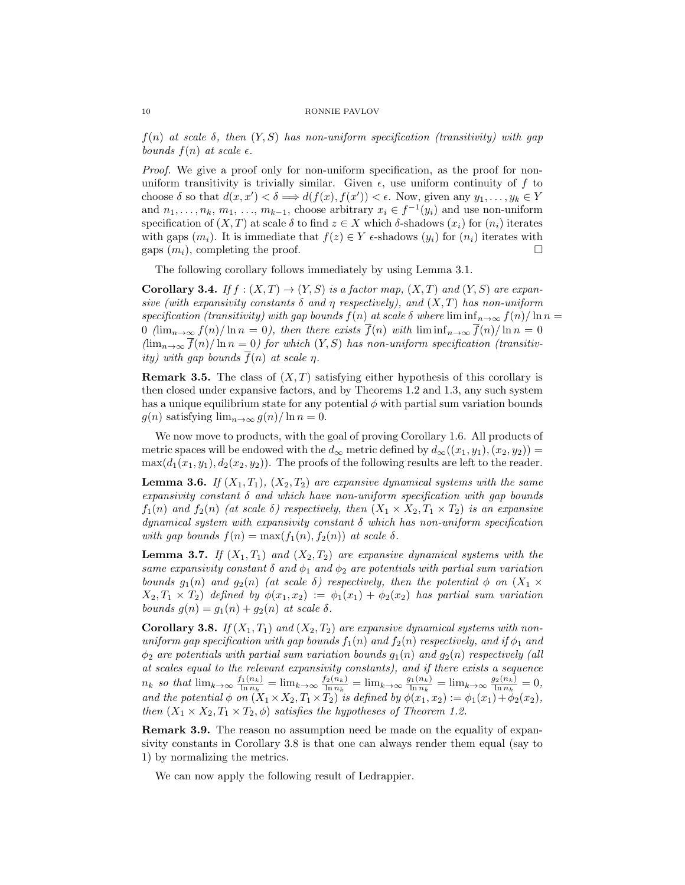*$f(n)$ at scale $\delta$, then $(Y, S)$ has non-uniform specification (transitivity) with gap bounds $f(n)$ at scale $\epsilon$.*

*Proof.* We give a proof only for non-uniform specification, as the proof for non-uniform transitivity is trivially similar. Given $\epsilon$, use uniform continuity of $f$ to choose $\delta$ so that $d(x, x') < \delta \Longrightarrow d(f(x), f(x')) < \epsilon$. Now, given any $y_1, \ldots, y_k \in Y$ and $n_1, \ldots, n_k$, $m_1, \ldots, m_{k-1}$, choose arbitrary $x_i \in f^{-1}(y_i)$ and use non-uniform specification of $(X, T)$ at scale $\delta$ to find $z \in X$ which $\delta$-shadows $(x_i)$ for $(n_i)$ iterates with gaps $(m_i)$. It is immediate that $f(z) \in Y$ $\epsilon$-shadows $(y_i)$ for $(n_i)$ iterates with gaps $(m_i)$, completing the proof. $\square$

The following corollary follows immediately by using Lemma 3.1.

**Corollary 3.4.** *If $f : (X, T) \to (Y, S)$ is a factor map, $(X, T)$ and $(Y, S)$ are expansive (with expansivity constants $\delta$ and $\eta$ respectively), and $(X, T)$ has non-uniform specification (transitivity) with gap bounds $f(n)$ at scale $\delta$ where $\liminf_{n\to\infty} f(n)/\ln n = 0$ ($\lim_{n\to\infty} f(n)/\ln n = 0$), then there exists $\overline{f}(n)$ with $\liminf_{n\to\infty} \overline{f}(n)/\ln n = 0$ ($\lim_{n\to\infty} \overline{f}(n)/\ln n = 0$) for which $(Y, S)$ has non-uniform specification (transitivity) with gap bounds $\overline{f}(n)$ at scale $\eta$.*

**Remark 3.5.** The class of $(X, T)$ satisfying either hypothesis of this corollary is then closed under expansive factors, and by Theorems 1.2 and 1.3, any such system has a unique equilibrium state for any potential $\phi$ with partial sum variation bounds $g(n)$ satisfying $\lim_{n\to\infty} g(n)/\ln n = 0$.

We now move to products, with the goal of proving Corollary 1.6. All products of metric spaces will be endowed with the $d_\infty$ metric defined by $d_\infty((x_1, y_1), (x_2, y_2)) = \max(d_1(x_1, y_1), d_2(x_2, y_2))$. The proofs of the following results are left to the reader.

**Lemma 3.6.** *If $(X_1, T_1)$, $(X_2, T_2)$ are expansive dynamical systems with the same expansivity constant $\delta$ and which have non-uniform specification with gap bounds $f_1(n)$ and $f_2(n)$ (at scale $\delta$) respectively, then $(X_1 \times X_2, T_1 \times T_2)$ is an expansive dynamical system with expansivity constant $\delta$ which has non-uniform specification with gap bounds $f(n) = \max(f_1(n), f_2(n))$ at scale $\delta$.*

**Lemma 3.7.** *If $(X_1, T_1)$ and $(X_2, T_2)$ are expansive dynamical systems with the same expansivity constant $\delta$ and $\phi_1$ and $\phi_2$ are potentials with partial sum variation bounds $g_1(n)$ and $g_2(n)$ (at scale $\delta$) respectively, then the potential $\phi$ on $(X_1 \times X_2, T_1 \times T_2)$ defined by $\phi(x_1, x_2) := \phi_1(x_1) + \phi_2(x_2)$ has partial sum variation bounds $g(n) = g_1(n) + g_2(n)$ at scale $\delta$.*

**Corollary 3.8.** *If $(X_1, T_1)$ and $(X_2, T_2)$ are expansive dynamical systems with non-uniform gap specification with gap bounds $f_1(n)$ and $f_2(n)$ respectively, and if $\phi_1$ and $\phi_2$ are potentials with partial sum variation bounds $g_1(n)$ and $g_2(n)$ respectively (all at scales equal to the relevant expansivity constants), and if there exists a sequence $n_k$ so that $\lim_{k\to\infty} \frac{f_1(n_k)}{\ln n_k} = \lim_{k\to\infty} \frac{f_2(n_k)}{\ln n_k} = \lim_{k\to\infty} \frac{g_1(n_k)}{\ln n_k} = \lim_{k\to\infty} \frac{g_2(n_k)}{\ln n_k} = 0$, and the potential $\phi$ on $(X_1 \times X_2, T_1 \times T_2)$ is defined by $\phi(x_1, x_2) := \phi_1(x_1) + \phi_2(x_2)$, then $(X_1 \times X_2, T_1 \times T_2, \phi)$ satisfies the hypotheses of Theorem 1.2.*

**Remark 3.9.** The reason no assumption need be made on the equality of expansivity constants in Corollary 3.8 is that one can always render them equal (say to 1) by normalizing the metrics.

We can now apply the following result of Ledrappier.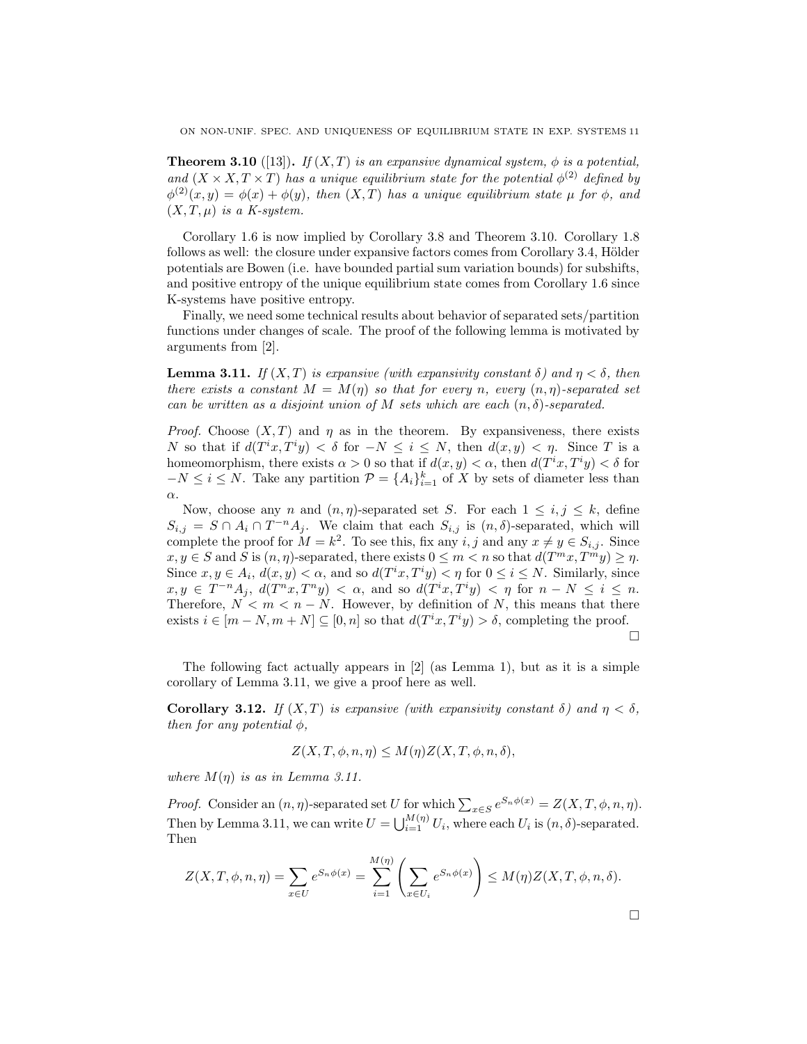**Theorem 3.10** ([13])**.** *If $(X, T)$ is an expansive dynamical system, $\phi$ is a potential, and $(X \times X, T \times T)$ has a unique equilibrium state for the potential $\phi^{(2)}$ defined by $\phi^{(2)}(x, y) = \phi(x) + \phi(y)$, then $(X, T)$ has a unique equilibrium state $\mu$ for $\phi$, and $(X, T, \mu)$ is a K-system.*

Corollary 1.6 is now implied by Corollary 3.8 and Theorem 3.10. Corollary 1.8 follows as well: the closure under expansive factors comes from Corollary 3.4, Hölder potentials are Bowen (i.e. have bounded partial sum variation bounds) for subshifts, and positive entropy of the unique equilibrium state comes from Corollary 1.6 since K-systems have positive entropy.

Finally, we need some technical results about behavior of separated sets/partition functions under changes of scale. The proof of the following lemma is motivated by arguments from [2].

**Lemma 3.11.** *If $(X, T)$ is expansive (with expansivity constant $\delta$) and $\eta < \delta$, then there exists a constant $M = M(\eta)$ so that for every $n$, every $(n, \eta)$-separated set can be written as a disjoint union of $M$ sets which are each $(n, \delta)$-separated.*

*Proof.* Choose $(X, T)$ and $\eta$ as in the theorem. By expansiveness, there exists $N$ so that if $d(T^i x, T^i y) < \delta$ for $-N \leq i \leq N$, then $d(x, y) < \eta$. Since $T$ is a homeomorphism, there exists $\alpha > 0$ so that if $d(x, y) < \alpha$, then $d(T^i x, T^i y) < \delta$ for $-N \leq i \leq N$. Take any partition $\mathcal{P} = \{A_i\}_{i=1}^k$ of $X$ by sets of diameter less than $\alpha$.

Now, choose any $n$ and $(n, \eta)$-separated set $S$. For each $1 \leq i, j \leq k$, define $S_{i,j} = S \cap A_i \cap T^{-n} A_j$. We claim that each $S_{i,j}$ is $(n, \delta)$-separated, which will complete the proof for $M = k^2$. To see this, fix any $i, j$ and any $x \neq y \in S_{i,j}$. Since $x, y \in S$ and $S$ is $(n, \eta)$-separated, there exists $0 \leq m < n$ so that $d(T^m x, T^m y) \geq \eta$. Since $x, y \in A_i$, $d(x, y) < \alpha$, and so $d(T^i x, T^i y) < \eta$ for $0 \leq i \leq N$. Similarly, since $x, y \in T^{-n} A_j$, $d(T^n x, T^n y) < \alpha$, and so $d(T^i x, T^i y) < \eta$ for $n - N \leq i \leq n$. Therefore, $N < m < n - N$. However, by definition of $N$, this means that there exists $i \in [m - N, m + N] \subseteq [0, n]$ so that $d(T^i x, T^i y) > \delta$, completing the proof. $\square$

The following fact actually appears in [2] (as Lemma 1), but as it is a simple corollary of Lemma 3.11, we give a proof here as well.

**Corollary 3.12.** *If $(X, T)$ is expansive (with expansivity constant $\delta$) and $\eta < \delta$, then for any potential $\phi$,*

$$Z(X, T, \phi, n, \eta) \leq M(\eta) Z(X, T, \phi, n, \delta),$$

*where $M(\eta)$ is as in Lemma 3.11.*

*Proof.* Consider an $(n, \eta)$-separated set $U$ for which $\sum_{x \in S} e^{S_n \phi(x)} = Z(X, T, \phi, n, \eta)$. Then by Lemma 3.11, we can write $U = \bigcup_{i=1}^{M(\eta)} U_i$, where each $U_i$ is $(n, \delta)$-separated. Then

$$Z(X, T, \phi, n, \eta) = \sum_{x \in U} e^{S_n \phi(x)} = \sum_{i=1}^{M(\eta)} \left( \sum_{x \in U_i} e^{S_n \phi(x)} \right) \leq M(\eta) Z(X, T, \phi, n, \delta).$$

$\square$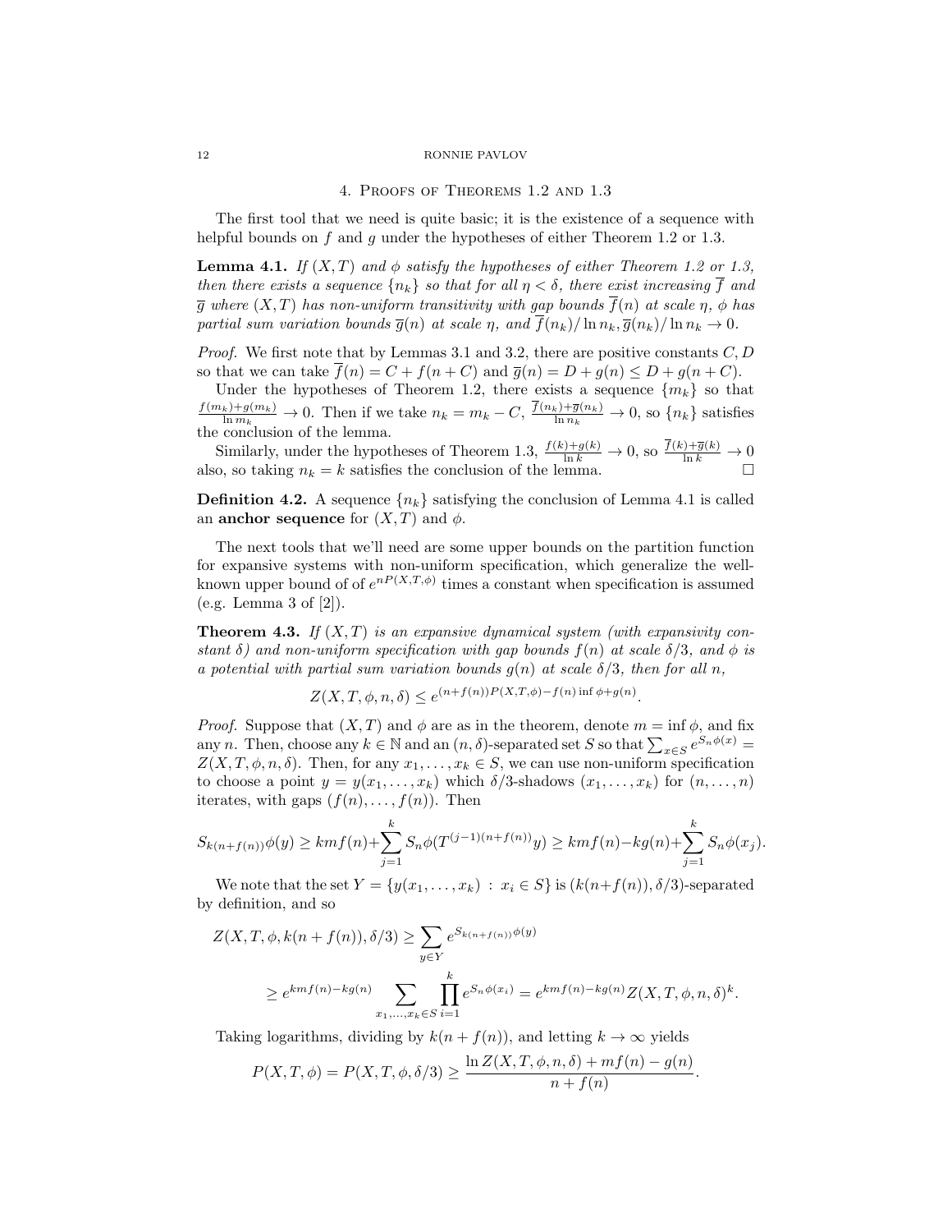## 4. Proofs of Theorems 1.2 and 1.3

The first tool that we need is quite basic; it is the existence of a sequence with helpful bounds on $f$ and $g$ under the hypotheses of either Theorem 1.2 or 1.3.

**Lemma 4.1.** *If $(X,T)$ and $\phi$ satisfy the hypotheses of either Theorem 1.2 or 1.3, then there exists a sequence $\{n_k\}$ so that for all $\eta < \delta$, there exist increasing $\overline{f}$ and $\overline{g}$ where $(X,T)$ has non-uniform transitivity with gap bounds $\overline{f}(n)$ at scale $\eta$, $\phi$ has partial sum variation bounds $\overline{g}(n)$ at scale $\eta$, and $\overline{f}(n_k)/\ln n_k, \overline{g}(n_k)/\ln n_k \to 0$.*

*Proof.* We first note that by Lemmas 3.1 and 3.2, there are positive constants $C, D$ so that we can take $\overline{f}(n) = C + f(n+C)$ and $\overline{g}(n) = D + g(n) \leq D + g(n+C)$.

Under the hypotheses of Theorem 1.2, there exists a sequence $\{m_k\}$ so that $\frac{f(m_k)+g(m_k)}{\ln m_k} \to 0$. Then if we take $n_k = m_k - C$, $\frac{\overline{f}(n_k)+\overline{g}(n_k)}{\ln n_k} \to 0$, so $\{n_k\}$ satisfies the conclusion of the lemma.

Similarly, under the hypotheses of Theorem 1.3, $\frac{f(k)+g(k)}{\ln k} \to 0$, so $\frac{\overline{f}(k)+\overline{g}(k)}{\ln k} \to 0$ also, so taking $n_k = k$ satisfies the conclusion of the lemma. $\square$

**Definition 4.2.** A sequence $\{n_k\}$ satisfying the conclusion of Lemma 4.1 is called an **anchor sequence** for $(X,T)$ and $\phi$.

The next tools that we'll need are some upper bounds on the partition function for expansive systems with non-uniform specification, which generalize the well-known upper bound of of $e^{nP(X,T,\phi)}$ times a constant when specification is assumed (e.g. Lemma 3 of [2]).

**Theorem 4.3.** *If $(X,T)$ is an expansive dynamical system (with expansivity constant $\delta$) and non-uniform specification with gap bounds $f(n)$ at scale $\delta/3$, and $\phi$ is a potential with partial sum variation bounds $g(n)$ at scale $\delta/3$, then for all $n$,*

$$Z(X,T,\phi,n,\delta) \leq e^{(n+f(n))P(X,T,\phi) - f(n)\inf \phi + g(n)}.$$

*Proof.* Suppose that $(X,T)$ and $\phi$ are as in the theorem, denote $m = \inf \phi$, and fix any $n$. Then, choose any $k \in \mathbb{N}$ and an $(n,\delta)$-separated set $S$ so that $\sum_{x \in S} e^{S_n \phi(x)} = Z(X,T,\phi,n,\delta)$. Then, for any $x_1, \ldots, x_k \in S$, we can use non-uniform specification to choose a point $y = y(x_1, \ldots, x_k)$ which $\delta/3$-shadows $(x_1, \ldots, x_k)$ for $(n, \ldots, n)$ iterates, with gaps $(f(n), \ldots, f(n))$. Then

$$S_{k(n+f(n))}\phi(y) \geq kmf(n) + \sum_{j=1}^{k} S_n\phi(T^{(j-1)(n+f(n))}y) \geq kmf(n) - kg(n) + \sum_{j=1}^{k} S_n\phi(x_j).$$

We note that the set $Y = \{y(x_1, \ldots, x_k) \ : \ x_i \in S\}$ is $(k(n+f(n)), \delta/3)$-separated by definition, and so

$$\begin{aligned} Z(X,T,\phi,k(n+f(n)),\delta/3) &\geq \sum_{y \in Y} e^{S_{k(n+f(n))}\phi(y)} \\ &\geq e^{kmf(n)-kg(n)} \sum_{x_1,\ldots,x_k \in S} \prod_{i=1}^{k} e^{S_n\phi(x_i)} = e^{kmf(n)-kg(n)} Z(X,T,\phi,n,\delta)^k. \end{aligned}$$

Taking logarithms, dividing by $k(n+f(n))$, and letting $k \to \infty$ yields

$$P(X,T,\phi) = P(X,T,\phi,\delta/3) \geq \frac{\ln Z(X,T,\phi,n,\delta) + mf(n) - g(n)}{n+f(n)}.$$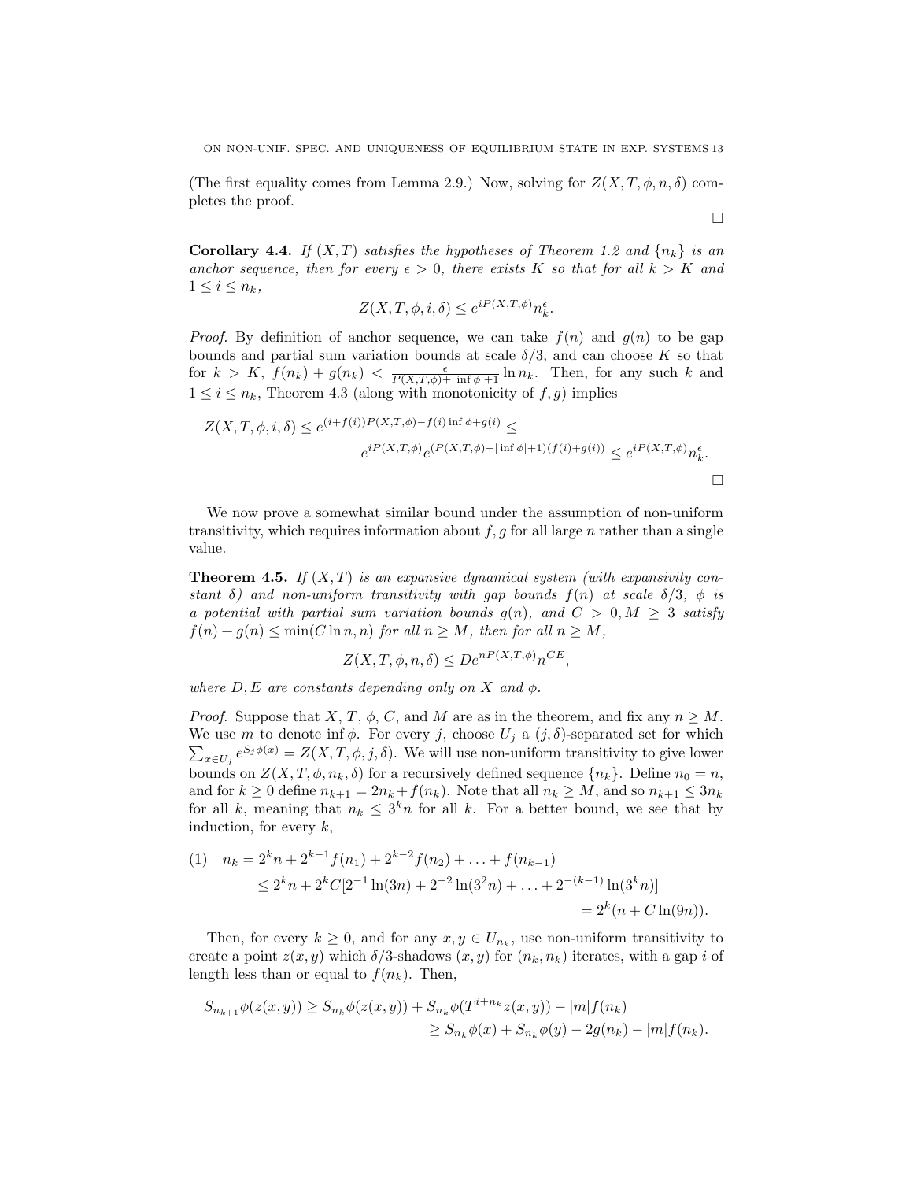(The first equality comes from Lemma 2.9.) Now, solving for $Z(X, T, \phi, n, \delta)$ completes the proof.

$\square$

**Corollary 4.4.** *If $(X, T)$ satisfies the hypotheses of Theorem 1.2 and $\{n_k\}$ is an anchor sequence, then for every $\epsilon > 0$, there exists $K$ so that for all $k > K$ and $1 \leq i \leq n_k$,*

$$Z(X, T, \phi, i, \delta) \leq e^{iP(X,T,\phi)} n_k^{\epsilon}.$$

*Proof.* By definition of anchor sequence, we can take $f(n)$ and $g(n)$ to be gap bounds and partial sum variation bounds at scale $\delta/3$, and can choose $K$ so that for $k > K$, $f(n_k) + g(n_k) < \frac{\epsilon}{P(X,T,\phi)+|\inf \phi|+1} \ln n_k$. Then, for any such $k$ and $1 \leq i \leq n_k$, Theorem 4.3 (along with monotonicity of $f, g$) implies

$$Z(X, T, \phi, i, \delta) \leq e^{(i+f(i))P(X,T,\phi) - f(i) \inf \phi + g(i)} \leq$$
$$e^{iP(X,T,\phi)} e^{(P(X,T,\phi)+|\inf \phi|+1)(f(i)+g(i))} \leq e^{iP(X,T,\phi)} n_k^{\epsilon}.$$

$\square$

We now prove a somewhat similar bound under the assumption of non-uniform transitivity, which requires information about $f, g$ for all large $n$ rather than a single value.

**Theorem 4.5.** *If $(X, T)$ is an expansive dynamical system (with expansivity constant $\delta$) and non-uniform transitivity with gap bounds $f(n)$ at scale $\delta/3$, $\phi$ is a potential with partial sum variation bounds $g(n)$, and $C > 0, M \geq 3$ satisfy $f(n) + g(n) \leq \min(C \ln n, n)$ for all $n \geq M$, then for all $n \geq M$,*

$$Z(X, T, \phi, n, \delta) \leq De^{nP(X,T,\phi)} n^{CE},$$

*where $D, E$ are constants depending only on $X$ and $\phi$.*

*Proof.* Suppose that $X$, $T$, $\phi$, $C$, and $M$ are as in the theorem, and fix any $n \geq M$. We use $m$ to denote $\inf \phi$. For every $j$, choose $U_j$ a $(j, \delta)$-separated set for which $\sum_{x \in U_j} e^{S_j \phi(x)} = Z(X, T, \phi, j, \delta)$. We will use non-uniform transitivity to give lower bounds on $Z(X, T, \phi, n_k, \delta)$ for a recursively defined sequence $\{n_k\}$. Define $n_0 = n$, and for $k \geq 0$ define $n_{k+1} = 2n_k + f(n_k)$. Note that all $n_k \geq M$, and so $n_{k+1} \leq 3n_k$ for all $k$, meaning that $n_k \leq 3^k n$ for all $k$. For a better bound, we see that by induction, for every $k$,

$$\begin{aligned}(1) \quad n_k &= 2^k n + 2^{k-1} f(n_1) + 2^{k-2} f(n_2) + \ldots + f(n_{k-1}) \\ &\leq 2^k n + 2^k C[2^{-1} \ln(3n) + 2^{-2} \ln(3^2 n) + \ldots + 2^{-(k-1)} \ln(3^k n)] \\ &= 2^k(n + C \ln(9n)).\end{aligned}$$

Then, for every $k \geq 0$, and for any $x, y \in U_{n_k}$, use non-uniform transitivity to create a point $z(x, y)$ which $\delta/3$-shadows $(x, y)$ for $(n_k, n_k)$ iterates, with a gap $i$ of length less than or equal to $f(n_k)$. Then,

$$\begin{aligned}S_{n_{k+1}} \phi(z(x, y)) &\geq S_{n_k} \phi(z(x, y)) + S_{n_k} \phi(T^{i+n_k} z(x, y)) - |m| f(n_k) \\ &\geq S_{n_k} \phi(x) + S_{n_k} \phi(y) - 2g(n_k) - |m| f(n_k).\end{aligned}$$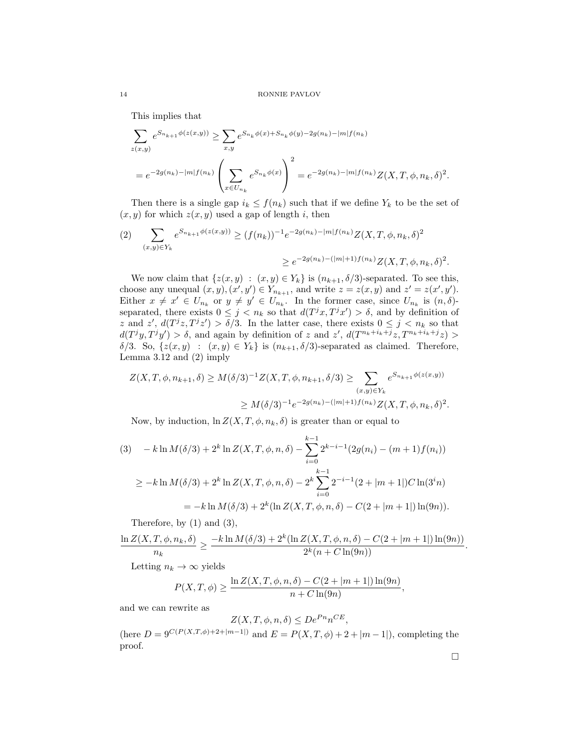This implies that

$$\sum_{z(x,y)} e^{S_{n_{k+1}}\phi(z(x,y))} \geq \sum_{x,y} e^{S_{n_k}\phi(x)+S_{n_k}\phi(y)-2g(n_k)-|m|f(n_k)}$$

$$= e^{-2g(n_k)-|m|f(n_k)} \left( \sum_{x \in U_{n_k}} e^{S_{n_k}\phi(x)} \right)^2 = e^{-2g(n_k)-|m|f(n_k)} Z(X,T,\phi,n_k,\delta)^2.$$

Then there is a single gap $i_k \leq f(n_k)$ such that if we define $Y_k$ to be the set of $(x,y)$ for which $z(x,y)$ used a gap of length $i$, then

$$(2) \quad \sum_{(x,y)\in Y_k} e^{S_{n_{k+1}}\phi(z(x,y))} \geq (f(n_k))^{-1} e^{-2g(n_k)-|m|f(n_k)} Z(X,T,\phi,n_k,\delta)^2$$

$$\geq e^{-2g(n_k)-(|m|+1)f(n_k)} Z(X,T,\phi,n_k,\delta)^2.$$

We now claim that $\{z(x,y) : (x,y) \in Y_k\}$ is $(n_{k+1}, \delta/3)$-separated. To see this, choose any unequal $(x,y),(x',y') \in Y_{n_{k+1}}$, and write $z = z(x,y)$ and $z' = z(x',y')$. Either $x \neq x' \in U_{n_k}$ or $y \neq y' \in U_{n_k}$. In the former case, since $U_{n_k}$ is $(n,\delta)$-separated, there exists $0 \leq j < n_k$ so that $d(T^j x, T^j x') > \delta$, and by definition of $z$ and $z'$, $d(T^j z, T^j z') > \delta/3$. In the latter case, there exists $0 \leq j < n_k$ so that $d(T^j y, T^j y') > \delta$, and again by definition of $z$ and $z'$, $d(T^{n_k+i_k+j} z, T^{n_k+i_k+j} z) > \delta/3$. So, $\{z(x,y) : (x,y) \in Y_k\}$ is $(n_{k+1}, \delta/3)$-separated as claimed. Therefore, Lemma 3.12 and (2) imply

$$Z(X,T,\phi,n_{k+1},\delta) \geq M(\delta/3)^{-1} Z(X,T,\phi,n_{k+1},\delta/3) \geq \sum_{(x,y)\in Y_k} e^{S_{n_{k+1}}\phi(z(x,y))}$$

$$\geq M(\delta/3)^{-1} e^{-2g(n_k)-(|m|+1)f(n_k)} Z(X,T,\phi,n_k,\delta)^2.$$

Now, by induction, $\ln Z(X,T,\phi,n_k,\delta)$ is greater than or equal to

$$(3) \quad -k \ln M(\delta/3) + 2^k \ln Z(X,T,\phi,n,\delta) - \sum_{i=0}^{k-1} 2^{k-i-1}(2g(n_i) - (m+1)f(n_i))$$

$$\geq -k \ln M(\delta/3) + 2^k \ln Z(X,T,\phi,n,\delta) - 2^k \sum_{i=0}^{k-1} 2^{-i-1}(2+|m+1|)C\ln(3^i n)$$

$$= -k \ln M(\delta/3) + 2^k(\ln Z(X,T,\phi,n,\delta) - C(2+|m+1|)\ln(9n)).$$

Therefore, by (1) and (3),

$$\frac{\ln Z(X,T,\phi,n_k,\delta)}{n_k} \geq \frac{-k \ln M(\delta/3) + 2^k(\ln Z(X,T,\phi,n,\delta) - C(2+|m+1|)\ln(9n))}{2^k(n + C\ln(9n))}.$$

Letting $n_k \to \infty$ yields

$$P(X,T,\phi) \geq \frac{\ln Z(X,T,\phi,n,\delta) - C(2+|m+1|)\ln(9n)}{n + C\ln(9n)},$$

and we can rewrite as

$$Z(X,T,\phi,n,\delta) \leq De^{Pn} n^{CE},$$

(here $D = 9^{C(P(X,T,\phi)+2+|m-1|)}$ and $E = P(X,T,\phi) + 2 + |m-1|$), completing the proof.

∎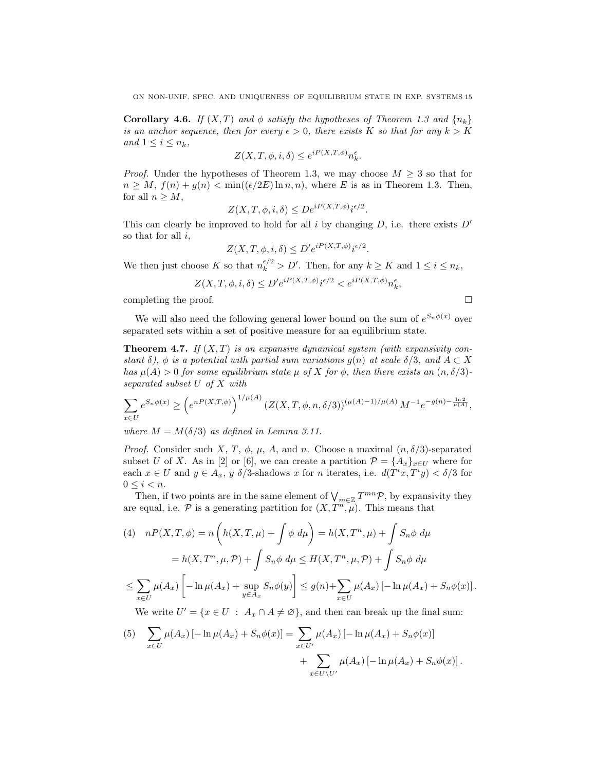**Corollary 4.6.** *If $(X,T)$ and $\phi$ satisfy the hypotheses of Theorem 1.3 and $\{n_k\}$ is an anchor sequence, then for every $\epsilon > 0$, there exists $K$ so that for any $k > K$ and $1 \leq i \leq n_k$,*

$$Z(X,T,\phi,i,\delta) \leq e^{iP(X,T,\phi)} n_k^{\epsilon}.$$

*Proof.* Under the hypotheses of Theorem 1.3, we may choose $M \geq 3$ so that for $n \geq M$, $f(n) + g(n) < \min((\epsilon/2E)\ln n, n)$, where $E$ is as in Theorem 1.3. Then, for all $n \geq M$,

$$Z(X,T,\phi,i,\delta) \leq De^{iP(X,T,\phi)} i^{\epsilon/2}.$$

This can clearly be improved to hold for all $i$ by changing $D$, i.e. there exists $D'$ so that for all $i$,

$$Z(X,T,\phi,i,\delta) \leq D' e^{iP(X,T,\phi)} i^{\epsilon/2}.$$

We then just choose $K$ so that $n_k^{\epsilon/2} > D'$. Then, for any $k \geq K$ and $1 \leq i \leq n_k$,

$$Z(X,T,\phi,i,\delta) \leq D' e^{iP(X,T,\phi)} i^{\epsilon/2} < e^{iP(X,T,\phi)} n_k^{\epsilon},$$

completing the proof. $\square$

We will also need the following general lower bound on the sum of $e^{S_n \phi(x)}$ over separated sets within a set of positive measure for an equilibrium state.

**Theorem 4.7.** *If $(X,T)$ is an expansive dynamical system (with expansivity constant $\delta$), $\phi$ is a potential with partial sum variations $g(n)$ at scale $\delta/3$, and $A \subset X$ has $\mu(A) > 0$ for some equilibrium state $\mu$ of $X$ for $\phi$, then there exists an $(n, \delta/3)$-separated subset $U$ of $X$ with*

$$\sum_{x \in U} e^{S_n \phi(x)} \geq \left(e^{nP(X,T,\phi)}\right)^{1/\mu(A)} (Z(X,T,\phi,n,\delta/3))^{(\mu(A)-1)/\mu(A)} M^{-1} e^{-g(n) - \frac{\ln 2}{\mu(A)}},$$

*where $M = M(\delta/3)$ as defined in Lemma 3.11.*

*Proof.* Consider such $X$, $T$, $\phi$, $\mu$, $A$, and $n$. Choose a maximal $(n, \delta/3)$-separated subset $U$ of $X$. As in [2] or [6], we can create a partition $\mathcal{P} = \{A_x\}_{x \in U}$ where for each $x \in U$ and $y \in A_x$, $y$ $\delta/3$-shadows $x$ for $n$ iterates, i.e. $d(T^i x, T^i y) < \delta/3$ for $0 \leq i < n$.

Then, if two points are in the same element of $\bigvee_{m \in \mathbb{Z}} T^{mn} \mathcal{P}$, by expansivity they are equal, i.e. $\mathcal{P}$ is a generating partition for $(X, T^n, \mu)$. This means that

$$\begin{aligned}
(4) \quad nP(X,T,\phi) &= n\left(h(X,T,\mu) + \int \phi \, d\mu\right) = h(X,T^n,\mu) + \int S_n\phi \, d\mu \\
&= h(X,T^n,\mu,\mathcal{P}) + \int S_n \phi \, d\mu \leq H(X,T^n,\mu,\mathcal{P}) + \int S_n\phi \, d\mu \\
\leq \sum_{x \in U} \mu(A_x) &\left[-\ln \mu(A_x) + \sup_{y \in A_x} S_n\phi(y)\right] \leq g(n) + \sum_{x \in U} \mu(A_x) \left[-\ln \mu(A_x) + S_n\phi(x)\right].
\end{aligned}$$

We write $U' = \{x \in U \ : \ A_x \cap A \neq \varnothing\}$, and then can break up the final sum:

$$\begin{aligned}
(5) \quad \sum_{x \in U} \mu(A_x) \left[-\ln \mu(A_x) + S_n\phi(x)\right] &= \sum_{x \in U'} \mu(A_x) \left[-\ln \mu(A_x) + S_n\phi(x)\right] \\
&\quad + \sum_{x \in U \setminus U'} \mu(A_x) \left[-\ln \mu(A_x) + S_n\phi(x)\right].
\end{aligned}$$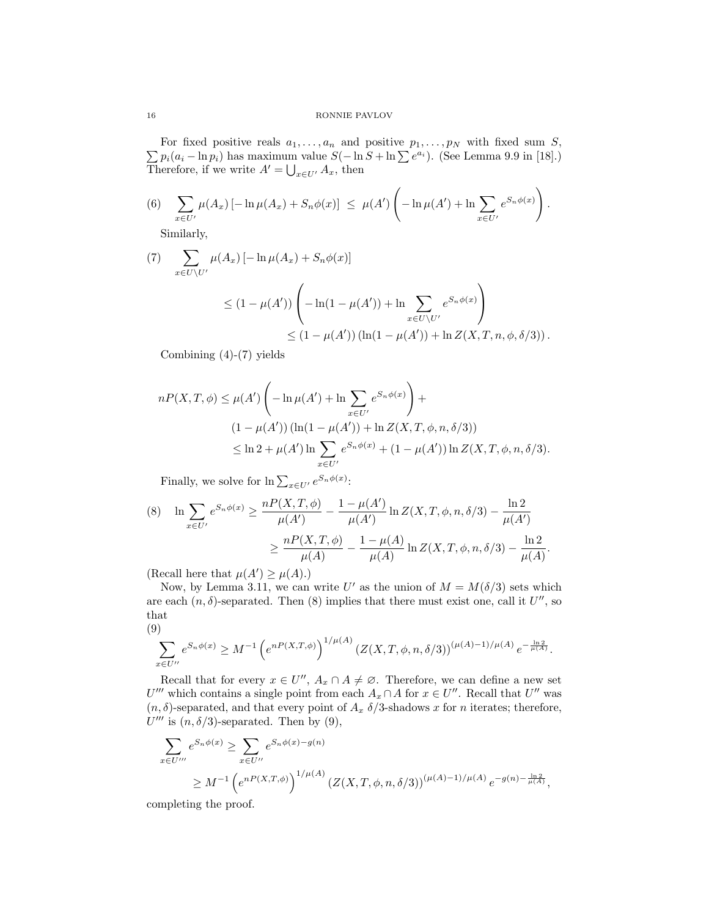For fixed positive reals $a_1, \ldots, a_n$ and positive $p_1, \ldots, p_N$ with fixed sum $S$, $\sum p_i(a_i - \ln p_i)$ has maximum value $S(-\ln S + \ln \sum e^{a_i})$. (See Lemma 9.9 in [18].) Therefore, if we write $A' = \bigcup_{x \in U'} A_x$, then

$$\sum_{x \in U'} \mu(A_x) \left[ -\ln \mu(A_x) + S_n\phi(x) \right] \;\leq\; \mu(A') \left( -\ln \mu(A') + \ln \sum_{x \in U'} e^{S_n \phi(x)} \right). \tag{6}$$

Similarly,

$$\begin{aligned}
&\sum_{x \in U \setminus U'} \mu(A_x) \left[ -\ln \mu(A_x) + S_n\phi(x) \right] \\
&\qquad \leq (1 - \mu(A')) \left( -\ln(1 - \mu(A')) + \ln \sum_{x \in U \setminus U'} e^{S_n \phi(x)} \right) \\
&\qquad\qquad \leq (1 - \mu(A')) \left( \ln(1 - \mu(A')) + \ln Z(X, T, n, \phi, \delta/3) \right).
\end{aligned} \tag{7}$$

Combining (4)-(7) yields

$$\begin{aligned}
nP(X, T, \phi) &\leq \mu(A') \left( -\ln \mu(A') + \ln \sum_{x \in U'} e^{S_n \phi(x)} \right) + \\
&\quad (1 - \mu(A')) \left( \ln(1 - \mu(A')) + \ln Z(X, T, \phi, n, \delta/3) \right) \\
&\leq \ln 2 + \mu(A') \ln \sum_{x \in U'} e^{S_n \phi(x)} + (1 - \mu(A')) \ln Z(X, T, \phi, n, \delta/3).
\end{aligned}$$

Finally, we solve for $\ln \sum_{x \in U'} e^{S_n \phi(x)}$:

$$\begin{aligned}
\ln \sum_{x \in U'} e^{S_n \phi(x)} &\geq \frac{nP(X, T, \phi)}{\mu(A')} - \frac{1 - \mu(A')}{\mu(A')} \ln Z(X, T, \phi, n, \delta/3) - \frac{\ln 2}{\mu(A')} \\
&\geq \frac{nP(X, T, \phi)}{\mu(A)} - \frac{1 - \mu(A)}{\mu(A)} \ln Z(X, T, \phi, n, \delta/3) - \frac{\ln 2}{\mu(A)}.
\end{aligned} \tag{8}$$

(Recall here that $\mu(A') \geq \mu(A)$.)

Now, by Lemma 3.11, we can write $U'$ as the union of $M = M(\delta/3)$ sets which are each $(n, \delta)$-separated. Then (8) implies that there must exist one, call it $U''$, so that

$$\sum_{x \in U''} e^{S_n \phi(x)} \geq M^{-1} \left( e^{nP(X,T,\phi)} \right)^{1/\mu(A)} \left( Z(X, T, \phi, n, \delta/3) \right)^{(\mu(A) - 1)/\mu(A)} e^{-\frac{\ln 2}{\mu(A)}}. \tag{9}$$

Recall that for every $x \in U''$, $A_x \cap A \neq \varnothing$. Therefore, we can define a new set $U'''$ which contains a single point from each $A_x \cap A$ for $x \in U''$. Recall that $U''$ was $(n, \delta)$-separated, and that every point of $A_x$ $\delta/3$-shadows $x$ for $n$ iterates; therefore, $U'''$ is $(n, \delta/3)$-separated. Then by (9),

$$\begin{aligned}
\sum_{x \in U'''} e^{S_n \phi(x)} &\geq \sum_{x \in U''} e^{S_n \phi(x) - g(n)} \\
&\geq M^{-1} \left( e^{nP(X,T,\phi)} \right)^{1/\mu(A)} \left( Z(X, T, \phi, n, \delta/3) \right)^{(\mu(A) - 1)/\mu(A)} e^{-g(n) - \frac{\ln 2}{\mu(A)}},
\end{aligned}$$

completing the proof.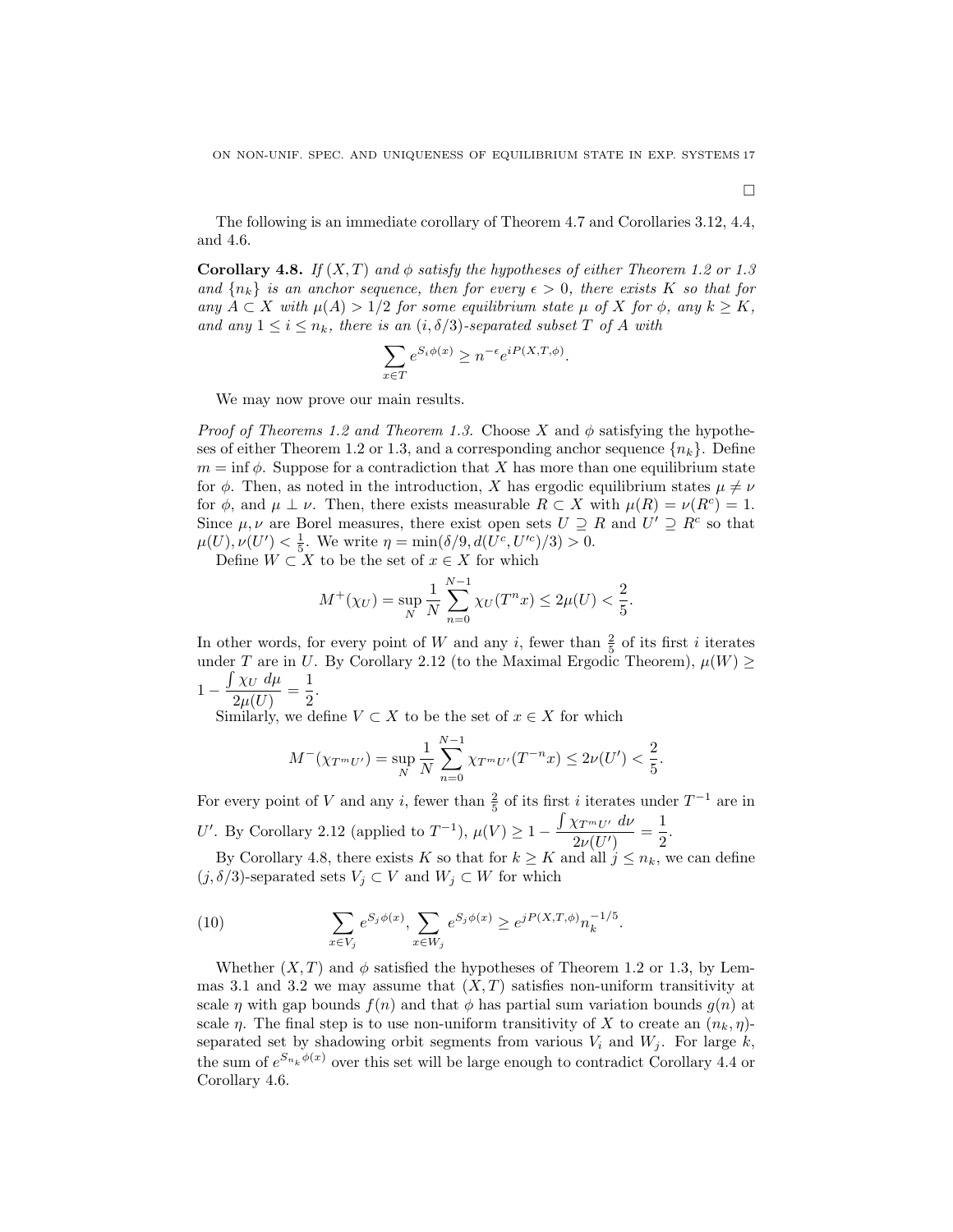□

The following is an immediate corollary of Theorem 4.7 and Corollaries 3.12, 4.4, and 4.6.

**Corollary 4.8.** *If $(X, T)$ and $\phi$ satisfy the hypotheses of either Theorem 1.2 or 1.3 and $\{n_k\}$ is an anchor sequence, then for every $\epsilon > 0$, there exists $K$ so that for any $A \subset X$ with $\mu(A) > 1/2$ for some equilibrium state $\mu$ of $X$ for $\phi$, any $k \geq K$, and any $1 \leq i \leq n_k$, there is an $(i, \delta/3)$-separated subset $T$ of $A$ with*

$$\sum_{x \in T} e^{S_i \phi(x)} \geq n^{-\epsilon} e^{iP(X,T,\phi)}.$$

We may now prove our main results.

*Proof of Theorems 1.2 and Theorem 1.3.* Choose $X$ and $\phi$ satisfying the hypotheses of either Theorem 1.2 or 1.3, and a corresponding anchor sequence $\{n_k\}$. Define $m = \inf \phi$. Suppose for a contradiction that $X$ has more than one equilibrium state for $\phi$. Then, as noted in the introduction, $X$ has ergodic equilibrium states $\mu \neq \nu$ for $\phi$, and $\mu \perp \nu$. Then, there exists measurable $R \subset X$ with $\mu(R) = \nu(R^c) = 1$. Since $\mu, \nu$ are Borel measures, there exist open sets $U \supseteq R$ and $U' \supseteq R^c$ so that $\mu(U), \nu(U') < \frac{1}{5}$. We write $\eta = \min(\delta/9, d(U^c, U'^c)/3) > 0$.

Define $W \subset X$ to be the set of $x \in X$ for which

$$M^+(\chi_U) = \sup_N \frac{1}{N} \sum_{n=0}^{N-1} \chi_U(T^n x) \leq 2\mu(U) < \frac{2}{5}.$$

In other words, for every point of $W$ and any $i$, fewer than $\frac{2}{5}$ of its first $i$ iterates under $T$ are in $U$. By Corollary 2.12 (to the Maximal Ergodic Theorem), $\mu(W) \geq 1 - \dfrac{\int \chi_U \, d\mu}{2\mu(U)} = \dfrac{1}{2}$.

Similarly, we define $V \subset X$ to be the set of $x \in X$ for which

$$M^-(\chi_{T^m U'}) = \sup_N \frac{1}{N} \sum_{n=0}^{N-1} \chi_{T^m U'}(T^{-n} x) \leq 2\nu(U') < \frac{2}{5}.$$

For every point of $V$ and any $i$, fewer than $\frac{2}{5}$ of its first $i$ iterates under $T^{-1}$ are in $U'$. By Corollary 2.12 (applied to $T^{-1}$), $\mu(V) \geq 1 - \dfrac{\int \chi_{T^m U'} \, d\nu}{2\nu(U')} = \dfrac{1}{2}$.

By Corollary 4.8, there exists $K$ so that for $k \geq K$ and all $j \leq n_k$, we can define $(j, \delta/3)$-separated sets $V_j \subset V$ and $W_j \subset W$ for which

$$\sum_{x \in V_j} e^{S_j \phi(x)}, \sum_{x \in W_j} e^{S_j \phi(x)} \geq e^{jP(X,T,\phi)} n_k^{-1/5}. \tag{10}$$

Whether $(X, T)$ and $\phi$ satisfied the hypotheses of Theorem 1.2 or 1.3, by Lemmas 3.1 and 3.2 we may assume that $(X, T)$ satisfies non-uniform transitivity at scale $\eta$ with gap bounds $f(n)$ and that $\phi$ has partial sum variation bounds $g(n)$ at scale $\eta$. The final step is to use non-uniform transitivity of $X$ to create an $(n_k, \eta)$-separated set by shadowing orbit segments from various $V_i$ and $W_j$. For large $k$, the sum of $e^{S_{n_k} \phi(x)}$ over this set will be large enough to contradict Corollary 4.4 or Corollary 4.6.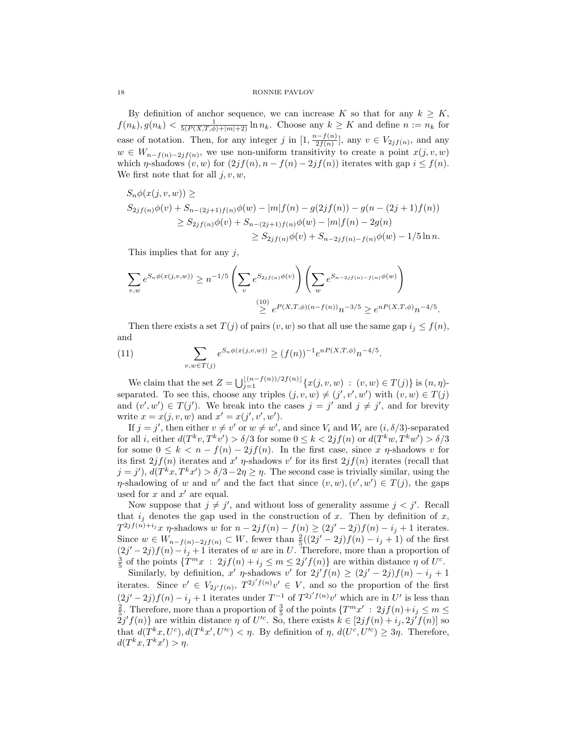By definition of anchor sequence, we can increase $K$ so that for any $k \geq K$, $f(n_k), g(n_k) < \frac{1}{5(P(X,T,\phi)+|m|+2)} \ln n_k$. Choose any $k \geq K$ and define $n := n_k$ for ease of notation. Then, for any integer $j$ in $[1, \frac{n-f(n)}{2f(n)}]$, any $v \in V_{2jf(n)}$, and any $w \in W_{n-f(n)-2jf(n)}$, we use non-uniform transitivity to create a point $x(j,v,w)$ which $\eta$-shadows $(v,w)$ for $(2jf(n), n-f(n)-2jf(n))$ iterates with gap $i \leq f(n)$. We first note that for all $j, v, w$,

$$
\begin{aligned}
&S_n\phi(x(j,v,w)) \geq \\
&S_{2jf(n)}\phi(v) + S_{n-(2j+1)f(n)}\phi(w) - |m|f(n) - g(2jf(n)) - g(n-(2j+1)f(n)) \\
&\qquad \geq S_{2jf(n)}\phi(v) + S_{n-(2j+1)f(n)}\phi(w) - |m|f(n) - 2g(n) \\
&\qquad\qquad \geq S_{2jf(n)}\phi(v) + S_{n-2jf(n)-f(n)}\phi(w) - 1/5 \ln n.
\end{aligned}
$$

This implies that for any $j$,

$$
\begin{aligned}
\sum_{v,w} e^{S_n\phi(x(j,v,w))} &\geq n^{-1/5} \left( \sum_v e^{S_{2jf(n)}\phi(v)} \right) \left( \sum_w e^{S_{n-2jf(n)-f(n)}\phi(w)} \right) \\
&\overset{(10)}{\geq} e^{P(X,T,\phi)(n-f(n))} n^{-3/5} \geq e^{nP(X,T,\phi)} n^{-4/5}.
\end{aligned}
$$

Then there exists a set $T(j)$ of pairs $(v,w)$ so that all use the same gap $i_j \leq f(n)$, and

$$
\sum_{v,w \in T(j)} e^{S_n\phi(x(j,v,w))} \geq (f(n))^{-1} e^{nP(X,T,\phi)} n^{-4/5}. \tag{11}
$$

We claim that the set $Z = \bigcup_{j=1}^{\lfloor (n-f(n))/2f(n) \rfloor} \{x(j,v,w) \,:\, (v,w) \in T(j)\}$ is $(n,\eta)$-separated. To see this, choose any triples $(j,v,w) \neq (j',v',w')$ with $(v,w) \in T(j)$ and $(v',w') \in T(j')$. We break into the cases $j = j'$ and $j \neq j'$, and for brevity write $x = x(j,v,w)$ and $x' = x(j',v',w')$.

If $j = j'$, then either $v \neq v'$ or $w \neq w'$, and since $V_i$ and $W_i$ are $(i, \delta/3)$-separated for all $i$, either $d(T^k v, T^k v') > \delta/3$ for some $0 \leq k < 2jf(n)$ or $d(T^k w, T^k w') > \delta/3$ for some $0 \leq k < n - f(n) - 2jf(n)$. In the first case, since $x$ $\eta$-shadows $v$ for its first $2jf(n)$ iterates and $x'$ $\eta$-shadows $v'$ for its first $2jf(n)$ iterates (recall that $j = j'$), $d(T^k x, T^k x') > \delta/3 - 2\eta \geq \eta$. The second case is trivially similar, using the $\eta$-shadowing of $w$ and $w'$ and the fact that since $(v,w), (v',w') \in T(j)$, the gaps used for $x$ and $x'$ are equal.

Now suppose that $j \neq j'$, and without loss of generality assume $j < j'$. Recall that $i_j$ denotes the gap used in the construction of $x$. Then by definition of $x$, $T^{2jf(n)+i_j} x$ $\eta$-shadows $w$ for $n - 2jf(n) - f(n) \geq (2j' - 2j)f(n) - i_j + 1$ iterates. Since $w \in W_{n-f(n)-2jf(n)} \subset W$, fewer than $\frac{2}{5}((2j'-2j)f(n) - i_j + 1)$ of the first $(2j'-2j)f(n) - i_j + 1$ iterates of $w$ are in $U$. Therefore, more than a proportion of $\frac{3}{5}$ of the points $\{T^m x \,:\, 2jf(n) + i_j \leq m \leq 2j'f(n)\}$ are within distance $\eta$ of $U^c$.

Similarly, by definition, $x'$ $\eta$-shadows $v'$ for $2j'f(n) \geq (2j'-2j)f(n) - i_j + 1$ iterates. Since $v' \in V_{2j'f(n)}$, $T^{2j'f(n)} v' \in V$, and so the proportion of the first $(2j'-2j)f(n) - i_j + 1$ iterates under $T^{-1}$ of $T^{2j'f(n)} v'$ which are in $U'$ is less than $\frac{2}{5}$. Therefore, more than a proportion of $\frac{3}{5}$ of the points $\{T^m x' \,:\, 2jf(n) + i_j \leq m \leq 2j'f(n)\}$ are within distance $\eta$ of $U'^c$. So, there exists $k \in [2jf(n) + i_j, 2j'f(n)]$ so that $d(T^k x, U^c), d(T^k x', U'^c) < \eta$. By definition of $\eta$, $d(U^c, U'^c) \geq 3\eta$. Therefore, $d(T^k x, T^k x') > \eta$.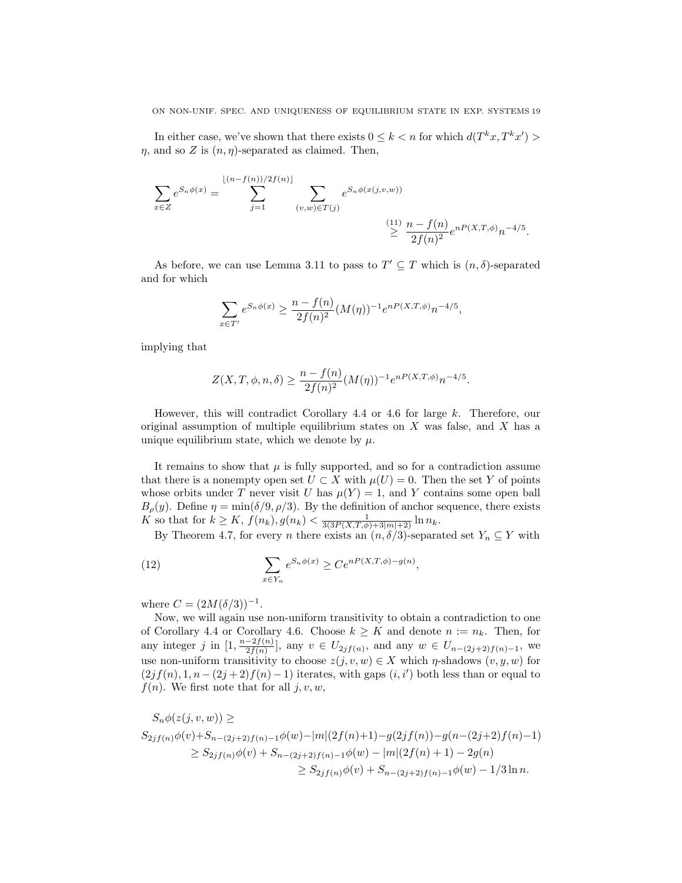In either case, we've shown that there exists $0 \leq k < n$ for which $d(T^k x, T^k x') > \eta$, and so $Z$ is $(n, \eta)$-separated as claimed. Then,

$$\sum_{x \in Z} e^{S_n \phi(x)} = \sum_{j=1}^{\lfloor (n-f(n))/2f(n) \rfloor} \sum_{(v,w) \in T(j)} e^{S_n \phi(x(j,v,w))}$$

$$\overset{(11)}{\geq} \frac{n - f(n)}{2f(n)^2} e^{nP(X,T,\phi)} n^{-4/5}.$$

As before, we can use Lemma 3.11 to pass to $T' \subseteq T$ which is $(n, \delta)$-separated and for which

$$\sum_{x \in T'} e^{S_n \phi(x)} \geq \frac{n - f(n)}{2f(n)^2} (M(\eta))^{-1} e^{nP(X,T,\phi)} n^{-4/5},$$

implying that

$$Z(X, T, \phi, n, \delta) \geq \frac{n - f(n)}{2f(n)^2} (M(\eta))^{-1} e^{nP(X,T,\phi)} n^{-4/5}.$$

However, this will contradict Corollary 4.4 or 4.6 for large $k$. Therefore, our original assumption of multiple equilibrium states on $X$ was false, and $X$ has a unique equilibrium state, which we denote by $\mu$.

It remains to show that $\mu$ is fully supported, and so for a contradiction assume that there is a nonempty open set $U \subset X$ with $\mu(U) = 0$. Then the set $Y$ of points whose orbits under $T$ never visit $U$ has $\mu(Y) = 1$, and $Y$ contains some open ball $B_\rho(y)$. Define $\eta = \min(\delta/9, \rho/3)$. By the definition of anchor sequence, there exists $K$ so that for $k \geq K$, $f(n_k), g(n_k) < \frac{1}{3(3P(X,T,\phi)+3|m|+2)} \ln n_k$.

By Theorem 4.7, for every $n$ there exists an $(n, \delta/3)$-separated set $Y_n \subseteq Y$ with

$$\sum_{x \in Y_n} e^{S_n \phi(x)} \geq C e^{nP(X,T,\phi) - g(n)}, \tag{12}$$

where $C = (2M(\delta/3))^{-1}$.

Now, we will again use non-uniform transitivity to obtain a contradiction to one of Corollary 4.4 or Corollary 4.6. Choose $k \geq K$ and denote $n := n_k$. Then, for any integer $j$ in $[1, \frac{n-2f(n)}{2f(n)}]$, any $v \in U_{2jf(n)}$, and any $w \in U_{n-(2j+2)f(n)-1}$, we use non-uniform transitivity to choose $z(j, v, w) \in X$ which $\eta$-shadows $(v, y, w)$ for $(2jf(n), 1, n - (2j+2)f(n) - 1)$ iterates, with gaps $(i, i')$ both less than or equal to $f(n)$. We first note that for all $j, v, w$,

$$S_n \phi(z(j, v, w)) \geq$$

$$S_{2jf(n)} \phi(v) + S_{n-(2j+2)f(n)-1} \phi(w) - |m|(2f(n)+1) - g(2jf(n)) - g(n-(2j+2)f(n)-1)$$

$$\geq S_{2jf(n)} \phi(v) + S_{n-(2j+2)f(n)-1} \phi(w) - |m|(2f(n)+1) - 2g(n)$$

$$\geq S_{2jf(n)} \phi(v) + S_{n-(2j+2)f(n)-1} \phi(w) - 1/3 \ln n.$$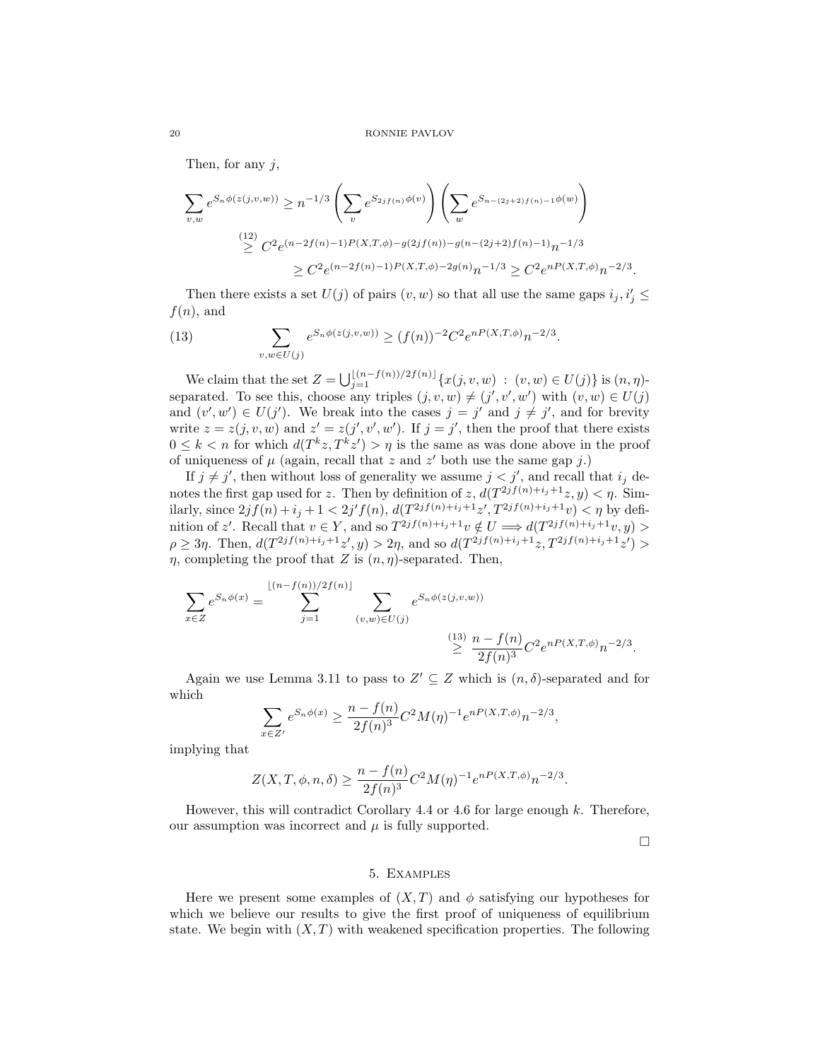Then, for any $j$,

$$\sum_{v,w} e^{S_n\phi(z(j,v,w))} \geq n^{-1/3}\left(\sum_v e^{S_{2jf(n)}\phi(v)}\right)\left(\sum_w e^{S_{n-(2j+2)f(n)-1}\phi(w)}\right)$$
$$\overset{(12)}{\geq} C^2 e^{(n-2f(n)-1)P(X,T,\phi)-g(2jf(n))-g(n-(2j+2)f(n)-1)}n^{-1/3}$$
$$\geq C^2 e^{(n-2f(n)-1)P(X,T,\phi)-2g(n)}n^{-1/3} \geq C^2 e^{nP(X,T,\phi)}n^{-2/3}.$$

Then there exists a set $U(j)$ of pairs $(v,w)$ so that all use the same gaps $i_j, i'_j \leq f(n)$, and

$$\sum_{v,w \in U(j)} e^{S_n\phi(z(j,v,w))} \geq (f(n))^{-2}C^2 e^{nP(X,T,\phi)}n^{-2/3}. \tag{13}$$

We claim that the set $Z = \bigcup_{j=1}^{\lfloor (n-f(n))/2f(n)\rfloor}\{x(j,v,w) \, : \, (v,w) \in U(j)\}$ is $(n,\eta)$-separated. To see this, choose any triples $(j,v,w) \neq (j',v',w')$ with $(v,w) \in U(j)$ and $(v',w') \in U(j')$. We break into the cases $j = j'$ and $j \neq j'$, and for brevity write $z = z(j,v,w)$ and $z' = z(j',v',w')$. If $j = j'$, then the proof that there exists $0 \leq k < n$ for which $d(T^k z, T^k z') > \eta$ is the same as was done above in the proof of uniqueness of $\mu$ (again, recall that $z$ and $z'$ both use the same gap $j$.)

If $j \neq j'$, then without loss of generality we assume $j < j'$, and recall that $i_j$ denotes the first gap used for $z$. Then by definition of $z$, $d(T^{2jf(n)+i_j+1}z, y) < \eta$. Similarly, since $2jf(n) + i_j + 1 < 2j'f(n)$, $d(T^{2jf(n)+i_j+1}z', T^{2jf(n)+i_j+1}v) < \eta$ by definition of $z'$. Recall that $v \in Y$, and so $T^{2jf(n)+i_j+1}v \notin U \Longrightarrow d(T^{2jf(n)+i_j+1}v, y) > \rho \geq 3\eta$. Then, $d(T^{2jf(n)+i_j+1}z', y) > 2\eta$, and so $d(T^{2jf(n)+i_j+1}z, T^{2jf(n)+i_j+1}z') > \eta$, completing the proof that $Z$ is $(n,\eta)$-separated. Then,

$$\sum_{x \in Z} e^{S_n\phi(x)} = \sum_{j=1}^{\lfloor (n-f(n))/2f(n)\rfloor} \sum_{(v,w) \in U(j)} e^{S_n\phi(z(j,v,w))}$$
$$\overset{(13)}{\geq} \frac{n-f(n)}{2f(n)^3}C^2 e^{nP(X,T,\phi)}n^{-2/3}.$$

Again we use Lemma 3.11 to pass to $Z' \subseteq Z$ which is $(n,\delta)$-separated and for which

$$\sum_{x \in Z'} e^{S_n\phi(x)} \geq \frac{n-f(n)}{2f(n)^3}C^2 M(\eta)^{-1}e^{nP(X,T,\phi)}n^{-2/3},$$

implying that

$$Z(X,T,\phi,n,\delta) \geq \frac{n-f(n)}{2f(n)^3}C^2 M(\eta)^{-1}e^{nP(X,T,\phi)}n^{-2/3}.$$

However, this will contradict Corollary 4.4 or 4.6 for large enough $k$. Therefore, our assumption was incorrect and $\mu$ is fully supported.

□

## 5. Examples

Here we present some examples of $(X,T)$ and $\phi$ satisfying our hypotheses for which we believe our results to give the first proof of uniqueness of equilibrium state. We begin with $(X,T)$ with weakened specification properties. The following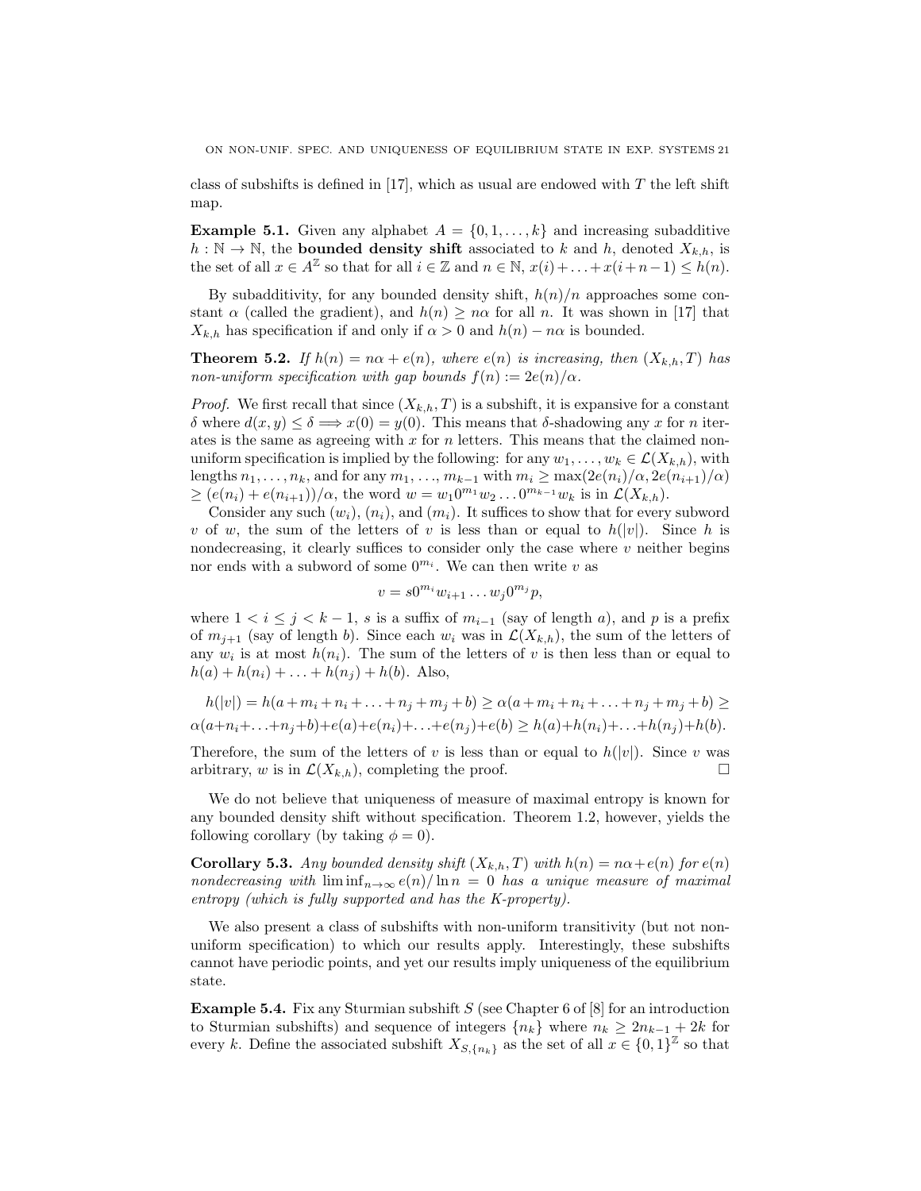class of subshifts is defined in [17], which as usual are endowed with $T$ the left shift map.

**Example 5.1.** Given any alphabet $A = \{0, 1, \ldots, k\}$ and increasing subadditive $h : \mathbb{N} \to \mathbb{N}$, the **bounded density shift** associated to $k$ and $h$, denoted $X_{k,h}$, is the set of all $x \in A^{\mathbb{Z}}$ so that for all $i \in \mathbb{Z}$ and $n \in \mathbb{N}$, $x(i) + \ldots + x(i+n-1) \leq h(n)$.

By subadditivity, for any bounded density shift, $h(n)/n$ approaches some constant $\alpha$ (called the gradient), and $h(n) \geq n\alpha$ for all $n$. It was shown in [17] that $X_{k,h}$ has specification if and only if $\alpha > 0$ and $h(n) - n\alpha$ is bounded.

**Theorem 5.2.** *If $h(n) = n\alpha + e(n)$, where $e(n)$ is increasing, then $(X_{k,h}, T)$ has non-uniform specification with gap bounds $f(n) := 2e(n)/\alpha$.*

*Proof.* We first recall that since $(X_{k,h}, T)$ is a subshift, it is expansive for a constant $\delta$ where $d(x, y) \leq \delta \Longrightarrow x(0) = y(0)$. This means that $\delta$-shadowing any $x$ for $n$ iterates is the same as agreeing with $x$ for $n$ letters. This means that the claimed non-uniform specification is implied by the following: for any $w_1, \ldots, w_k \in \mathcal{L}(X_{k,h})$, with lengths $n_1, \ldots, n_k$, and for any $m_1, \ldots, m_{k-1}$ with $m_i \geq \max(2e(n_i)/\alpha, 2e(n_{i+1})/\alpha)$ $\geq (e(n_i) + e(n_{i+1}))/\alpha$, the word $w = w_1 0^{m_1} w_2 \ldots 0^{m_{k-1}} w_k$ is in $\mathcal{L}(X_{k,h})$.

Consider any such $(w_i)$, $(n_i)$, and $(m_i)$. It suffices to show that for every subword $v$ of $w$, the sum of the letters of $v$ is less than or equal to $h(|v|)$. Since $h$ is nondecreasing, it clearly suffices to consider only the case where $v$ neither begins nor ends with a subword of some $0^{m_i}$. We can then write $v$ as

$$v = s0^{m_i} w_{i+1} \ldots w_j 0^{m_j} p,$$

where $1 < i \leq j < k - 1$, $s$ is a suffix of $m_{i-1}$ (say of length $a$), and $p$ is a prefix of $m_{j+1}$ (say of length $b$). Since each $w_i$ was in $\mathcal{L}(X_{k,h})$, the sum of the letters of any $w_i$ is at most $h(n_i)$. The sum of the letters of $v$ is then less than or equal to $h(a) + h(n_i) + \ldots + h(n_j) + h(b)$. Also,

$$h(|v|) = h(a + m_i + n_i + \ldots + n_j + m_j + b) \geq \alpha(a + m_i + n_i + \ldots + n_j + m_j + b) \geq$$
$$\alpha(a + n_i + \ldots + n_j + b) + e(a) + e(n_i) + \ldots + e(n_j) + e(b) \geq h(a) + h(n_i) + \ldots + h(n_j) + h(b).$$

Therefore, the sum of the letters of $v$ is less than or equal to $h(|v|)$. Since $v$ was arbitrary, $w$ is in $\mathcal{L}(X_{k,h})$, completing the proof. $\square$

We do not believe that uniqueness of measure of maximal entropy is known for any bounded density shift without specification. Theorem 1.2, however, yields the following corollary (by taking $\phi = 0$).

**Corollary 5.3.** *Any bounded density shift $(X_{k,h}, T)$ with $h(n) = n\alpha + e(n)$ for $e(n)$ nondecreasing with $\liminf_{n\to\infty} e(n)/\ln n = 0$ has a unique measure of maximal entropy (which is fully supported and has the K-property).*

We also present a class of subshifts with non-uniform transitivity (but not non-uniform specification) to which our results apply. Interestingly, these subshifts cannot have periodic points, and yet our results imply uniqueness of the equilibrium state.

**Example 5.4.** Fix any Sturmian subshift $S$ (see Chapter 6 of [8] for an introduction to Sturmian subshifts) and sequence of integers $\{n_k\}$ where $n_k \geq 2n_{k-1} + 2k$ for every $k$. Define the associated subshift $X_{S,\{n_k\}}$ as the set of all $x \in \{0, 1\}^{\mathbb{Z}}$ so that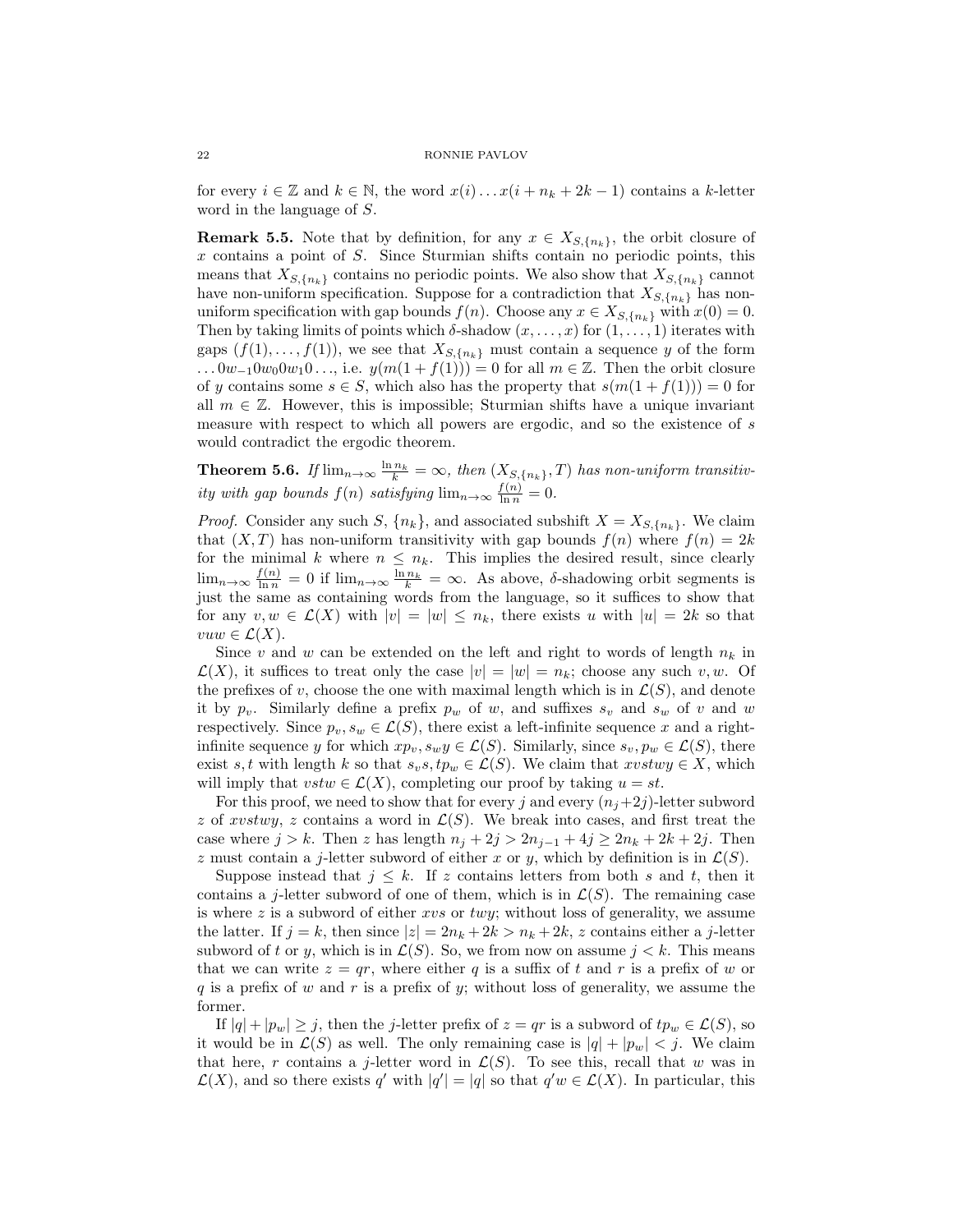for every $i \in \mathbb{Z}$ and $k \in \mathbb{N}$, the word $x(i) \dots x(i + n_k + 2k - 1)$ contains a $k$-letter word in the language of $S$.

**Remark 5.5.** Note that by definition, for any $x \in X_{S,\{n_k\}}$, the orbit closure of $x$ contains a point of $S$. Since Sturmian shifts contain no periodic points, this means that $X_{S,\{n_k\}}$ contains no periodic points. We also show that $X_{S,\{n_k\}}$ cannot have non-uniform specification. Suppose for a contradiction that $X_{S,\{n_k\}}$ has non-uniform specification with gap bounds $f(n)$. Choose any $x \in X_{S,\{n_k\}}$ with $x(0) = 0$. Then by taking limits of points which $\delta$-shadow $(x, \dots, x)$ for $(1, \dots, 1)$ iterates with gaps $(f(1), \dots, f(1))$, we see that $X_{S,\{n_k\}}$ must contain a sequence $y$ of the form $\dots 0w_{-1}0w_0 0w_1 0 \dots$, i.e. $y(m(1 + f(1))) = 0$ for all $m \in \mathbb{Z}$. Then the orbit closure of $y$ contains some $s \in S$, which also has the property that $s(m(1 + f(1))) = 0$ for all $m \in \mathbb{Z}$. However, this is impossible; Sturmian shifts have a unique invariant measure with respect to which all powers are ergodic, and so the existence of $s$ would contradict the ergodic theorem.

**Theorem 5.6.** *If* $\lim_{n\to\infty} \frac{\ln n_k}{k} = \infty$*, then* $(X_{S,\{n_k\}}, T)$ *has non-uniform transitivity with gap bounds* $f(n)$ *satisfying* $\lim_{n\to\infty} \frac{f(n)}{\ln n} = 0$*.*

*Proof.* Consider any such $S$, $\{n_k\}$, and associated subshift $X = X_{S,\{n_k\}}$. We claim that $(X, T)$ has non-uniform transitivity with gap bounds $f(n)$ where $f(n) = 2k$ for the minimal $k$ where $n \leq n_k$. This implies the desired result, since clearly $\lim_{n\to\infty} \frac{f(n)}{\ln n} = 0$ if $\lim_{n\to\infty} \frac{\ln n_k}{k} = \infty$. As above, $\delta$-shadowing orbit segments is just the same as containing words from the language, so it suffices to show that for any $v, w \in \mathcal{L}(X)$ with $|v| = |w| \leq n_k$, there exists $u$ with $|u| = 2k$ so that $vuw \in \mathcal{L}(X)$.

Since $v$ and $w$ can be extended on the left and right to words of length $n_k$ in $\mathcal{L}(X)$, it suffices to treat only the case $|v| = |w| = n_k$; choose any such $v, w$. Of the prefixes of $v$, choose the one with maximal length which is in $\mathcal{L}(S)$, and denote it by $p_v$. Similarly define a prefix $p_w$ of $w$, and suffixes $s_v$ and $s_w$ of $v$ and $w$ respectively. Since $p_v, s_w \in \mathcal{L}(S)$, there exist a left-infinite sequence $x$ and a right-infinite sequence $y$ for which $xp_v, s_w y \in \mathcal{L}(S)$. Similarly, since $s_v, p_w \in \mathcal{L}(S)$, there exist $s, t$ with length $k$ so that $s_v s, tp_w \in \mathcal{L}(S)$. We claim that $xvstwy \in X$, which will imply that $vstw \in \mathcal{L}(X)$, completing our proof by taking $u = st$.

For this proof, we need to show that for every $j$ and every $(n_j + 2j)$-letter subword $z$ of $xvstwy$, $z$ contains a word in $\mathcal{L}(S)$. We break into cases, and first treat the case where $j > k$. Then $z$ has length $n_j + 2j > 2n_{j-1} + 4j \geq 2n_k + 2k + 2j$. Then $z$ must contain a $j$-letter subword of either $x$ or $y$, which by definition is in $\mathcal{L}(S)$.

Suppose instead that $j \leq k$. If $z$ contains letters from both $s$ and $t$, then it contains a $j$-letter subword of one of them, which is in $\mathcal{L}(S)$. The remaining case is where $z$ is a subword of either $xvs$ or $twy$; without loss of generality, we assume the latter. If $j = k$, then since $|z| = 2n_k + 2k > n_k + 2k$, $z$ contains either a $j$-letter subword of $t$ or $y$, which is in $\mathcal{L}(S)$. So, we from now on assume $j < k$. This means that we can write $z = qr$, where either $q$ is a suffix of $t$ and $r$ is a prefix of $w$ or $q$ is a prefix of $w$ and $r$ is a prefix of $y$; without loss of generality, we assume the former.

If $|q| + |p_w| \geq j$, then the $j$-letter prefix of $z = qr$ is a subword of $tp_w \in \mathcal{L}(S)$, so it would be in $\mathcal{L}(S)$ as well. The only remaining case is $|q| + |p_w| < j$. We claim that here, $r$ contains a $j$-letter word in $\mathcal{L}(S)$. To see this, recall that $w$ was in $\mathcal{L}(X)$, and so there exists $q'$ with $|q'| = |q|$ so that $q'w \in \mathcal{L}(X)$. In particular, this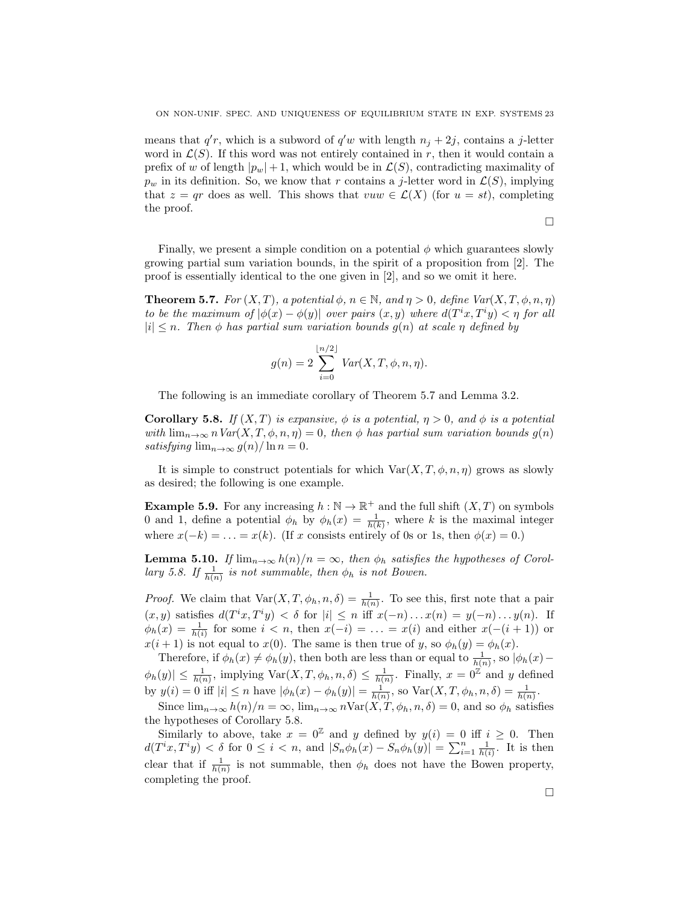means that $q'r$, which is a subword of $q'w$ with length $n_j + 2j$, contains a $j$-letter word in $\mathcal{L}(S)$. If this word was not entirely contained in $r$, then it would contain a prefix of $w$ of length $|p_w| + 1$, which would be in $\mathcal{L}(S)$, contradicting maximality of $p_w$ in its definition. So, we know that $r$ contains a $j$-letter word in $\mathcal{L}(S)$, implying that $z = qr$ does as well. This shows that $vuw \in \mathcal{L}(X)$ (for $u = st$), completing the proof.

∎

Finally, we present a simple condition on a potential $\phi$ which guarantees slowly growing partial sum variation bounds, in the spirit of a proposition from [2]. The proof is essentially identical to the one given in [2], and so we omit it here.

**Theorem 5.7.** *For $(X, T)$, a potential $\phi$, $n \in \mathbb{N}$, and $\eta > 0$, define $Var(X, T, \phi, n, \eta)$ to be the maximum of $|\phi(x) - \phi(y)|$ over pairs $(x, y)$ where $d(T^i x, T^i y) < \eta$ for all $|i| \leq n$. Then $\phi$ has partial sum variation bounds $g(n)$ at scale $\eta$ defined by*

$$g(n) = 2 \sum_{i=0}^{\lfloor n/2 \rfloor} Var(X, T, \phi, n, \eta).$$

The following is an immediate corollary of Theorem 5.7 and Lemma 3.2.

**Corollary 5.8.** *If $(X, T)$ is expansive, $\phi$ is a potential, $\eta > 0$, and $\phi$ is a potential with $\lim_{n\to\infty} n\, Var(X, T, \phi, n, \eta) = 0$, then $\phi$ has partial sum variation bounds $g(n)$ satisfying $\lim_{n\to\infty} g(n)/\ln n = 0$.*

It is simple to construct potentials for which $\mathrm{Var}(X, T, \phi, n, \eta)$ grows as slowly as desired; the following is one example.

**Example 5.9.** For any increasing $h : \mathbb{N} \to \mathbb{R}^+$ and the full shift $(X, T)$ on symbols 0 and 1, define a potential $\phi_h$ by $\phi_h(x) = \frac{1}{h(k)}$, where $k$ is the maximal integer where $x(-k) = \ldots = x(k)$. (If $x$ consists entirely of 0s or 1s, then $\phi(x) = 0$.)

**Lemma 5.10.** *If $\lim_{n\to\infty} h(n)/n = \infty$, then $\phi_h$ satisfies the hypotheses of Corollary 5.8. If $\frac{1}{h(n)}$ is not summable, then $\phi_h$ is not Bowen.*

*Proof.* We claim that $\mathrm{Var}(X, T, \phi_h, n, \delta) = \frac{1}{h(n)}$. To see this, first note that a pair $(x, y)$ satisfies $d(T^i x, T^i y) < \delta$ for $|i| \leq n$ iff $x(-n) \ldots x(n) = y(-n) \ldots y(n)$. If $\phi_h(x) = \frac{1}{h(i)}$ for some $i < n$, then $x(-i) = \ldots = x(i)$ and either $x(-(i+1))$ or $x(i+1)$ is not equal to $x(0)$. The same is then true of $y$, so $\phi_h(y) = \phi_h(x)$.

Therefore, if $\phi_h(x) \neq \phi_h(y)$, then both are less than or equal to $\frac{1}{h(n)}$, so $|\phi_h(x) - \phi_h(y)| \leq \frac{1}{h(n)}$, implying $\mathrm{Var}(X, T, \phi_h, n, \delta) \leq \frac{1}{h(n)}$. Finally, $x = 0^{\mathbb{Z}}$ and $y$ defined by $y(i) = 0$ iff $|i| \leq n$ have $|\phi_h(x) - \phi_h(y)| = \frac{1}{h(n)}$, so $\mathrm{Var}(X, T, \phi_h, n, \delta) = \frac{1}{h(n)}$.

Since $\lim_{n\to\infty} h(n)/n = \infty$, $\lim_{n\to\infty} n\mathrm{Var}(X, T, \phi_h, n, \delta) = 0$, and so $\phi_h$ satisfies the hypotheses of Corollary 5.8.

Similarly to above, take $x = 0^{\mathbb{Z}}$ and $y$ defined by $y(i) = 0$ iff $i \geq 0$. Then $d(T^i x, T^i y) < \delta$ for $0 \leq i < n$, and $|S_n\phi_h(x) - S_n\phi_h(y)| = \sum_{i=1}^{n} \frac{1}{h(i)}$. It is then clear that if $\frac{1}{h(n)}$ is not summable, then $\phi_h$ does not have the Bowen property, completing the proof.

∎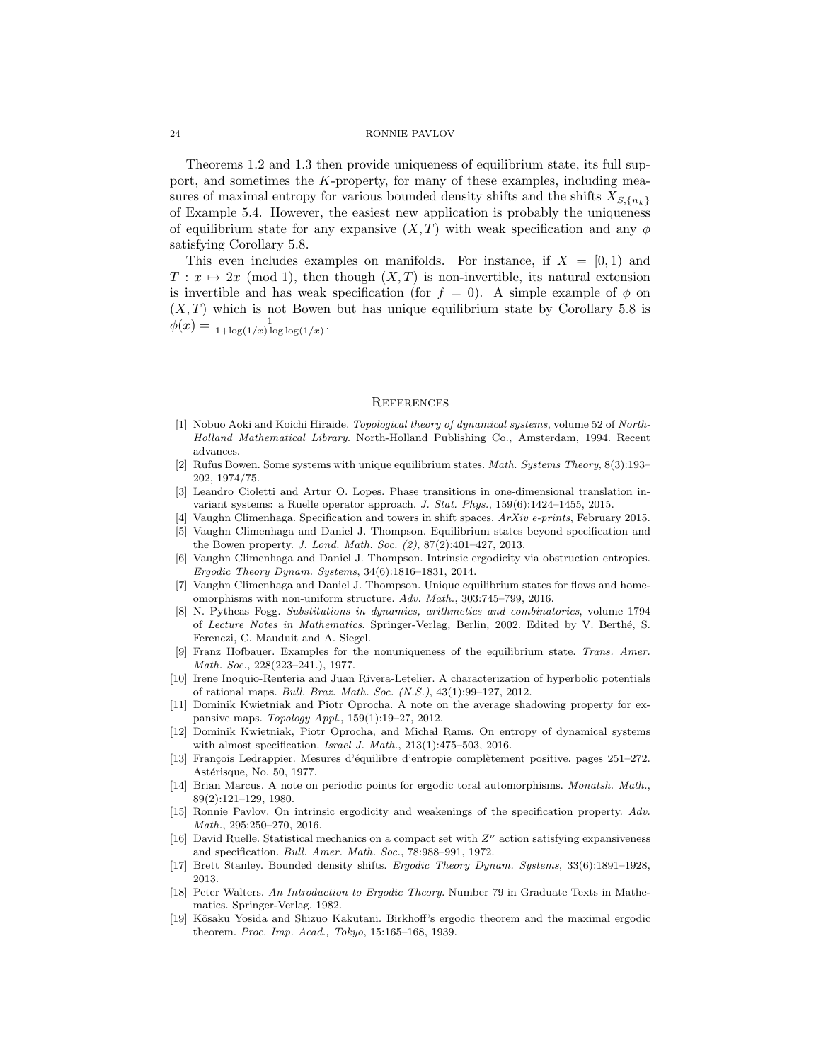Theorems 1.2 and 1.3 then provide uniqueness of equilibrium state, its full support, and sometimes the $K$-property, for many of these examples, including measures of maximal entropy for various bounded density shifts and the shifts $X_{S,\{n_k\}}$ of Example 5.4. However, the easiest new application is probably the uniqueness of equilibrium state for any expansive $(X,T)$ with weak specification and any $\phi$ satisfying Corollary 5.8.

This even includes examples on manifolds. For instance, if $X = [0,1)$ and $T : x \mapsto 2x \pmod 1$, then though $(X,T)$ is non-invertible, its natural extension is invertible and has weak specification (for $f = 0$). A simple example of $\phi$ on $(X,T)$ which is not Bowen but has unique equilibrium state by Corollary 5.8 is $\phi(x) = \frac{1}{1+\log(1/x)\log\log(1/x)}$.

## References

[1] Nobuo Aoki and Koichi Hiraide. *Topological theory of dynamical systems*, volume 52 of *North-Holland Mathematical Library*. North-Holland Publishing Co., Amsterdam, 1994. Recent advances.

[2] Rufus Bowen. Some systems with unique equilibrium states. *Math. Systems Theory*, 8(3):193–202, 1974/75.

[3] Leandro Cioletti and Artur O. Lopes. Phase transitions in one-dimensional translation invariant systems: a Ruelle operator approach. *J. Stat. Phys.*, 159(6):1424–1455, 2015.

[4] Vaughn Climenhaga. Specification and towers in shift spaces. *ArXiv e-prints*, February 2015.

[5] Vaughn Climenhaga and Daniel J. Thompson. Equilibrium states beyond specification and the Bowen property. *J. Lond. Math. Soc. (2)*, 87(2):401–427, 2013.

[6] Vaughn Climenhaga and Daniel J. Thompson. Intrinsic ergodicity via obstruction entropies. *Ergodic Theory Dynam. Systems*, 34(6):1816–1831, 2014.

[7] Vaughn Climenhaga and Daniel J. Thompson. Unique equilibrium states for flows and homeomorphisms with non-uniform structure. *Adv. Math.*, 303:745–799, 2016.

[8] N. Pytheas Fogg. *Substitutions in dynamics, arithmetics and combinatorics*, volume 1794 of *Lecture Notes in Mathematics*. Springer-Verlag, Berlin, 2002. Edited by V. Berthé, S. Ferenczi, C. Mauduit and A. Siegel.

[9] Franz Hofbauer. Examples for the nonuniqueness of the equilibrium state. *Trans. Amer. Math. Soc.*, 228(223–241.), 1977.

[10] Irene Inoquio-Renteria and Juan Rivera-Letelier. A characterization of hyperbolic potentials of rational maps. *Bull. Braz. Math. Soc. (N.S.)*, 43(1):99–127, 2012.

[11] Dominik Kwietniak and Piotr Oprocha. A note on the average shadowing property for expansive maps. *Topology Appl.*, 159(1):19–27, 2012.

[12] Dominik Kwietniak, Piotr Oprocha, and Michał Rams. On entropy of dynamical systems with almost specification. *Israel J. Math.*, 213(1):475–503, 2016.

[13] François Ledrappier. Mesures d'équilibre d'entropie complètement positive. pages 251–272. Astérisque, No. 50, 1977.

[14] Brian Marcus. A note on periodic points for ergodic toral automorphisms. *Monatsh. Math.*, 89(2):121–129, 1980.

[15] Ronnie Pavlov. On intrinsic ergodicity and weakenings of the specification property. *Adv. Math.*, 295:250–270, 2016.

[16] David Ruelle. Statistical mechanics on a compact set with $Z^\nu$ action satisfying expansiveness and specification. *Bull. Amer. Math. Soc.*, 78:988–991, 1972.

[17] Brett Stanley. Bounded density shifts. *Ergodic Theory Dynam. Systems*, 33(6):1891–1928, 2013.

[18] Peter Walters. *An Introduction to Ergodic Theory*. Number 79 in Graduate Texts in Mathematics. Springer-Verlag, 1982.

[19] Kôsaku Yosida and Shizuo Kakutani. Birkhoff's ergodic theorem and the maximal ergodic theorem. *Proc. Imp. Acad., Tokyo*, 15:165–168, 1939.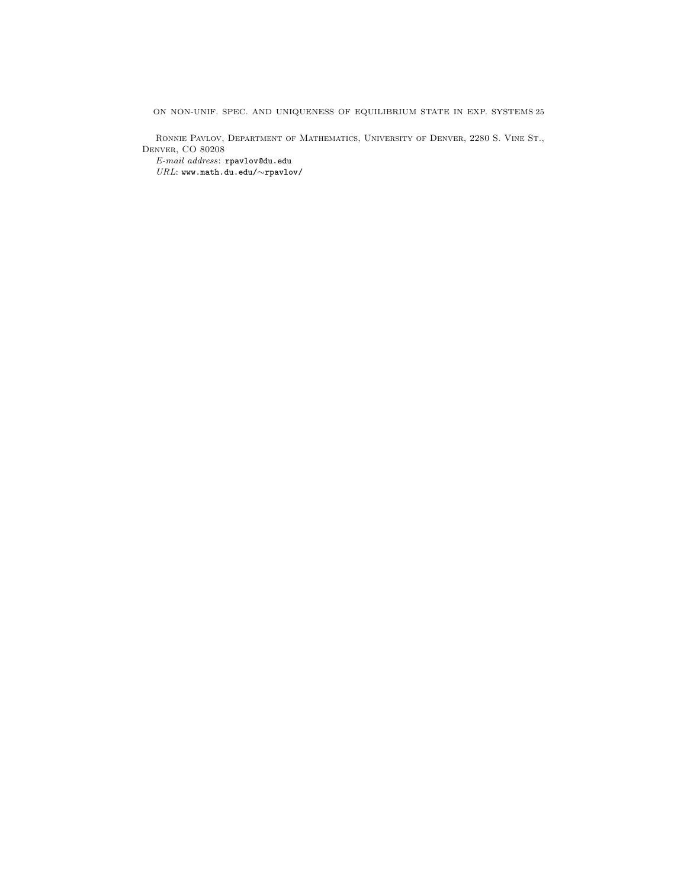Ronnie Pavlov, Department of Mathematics, University of Denver, 2280 S. Vine St., Denver, CO 80208

*E-mail address*: rpavlov@du.edu

*URL*: www.math.du.edu/∼rpavlov/